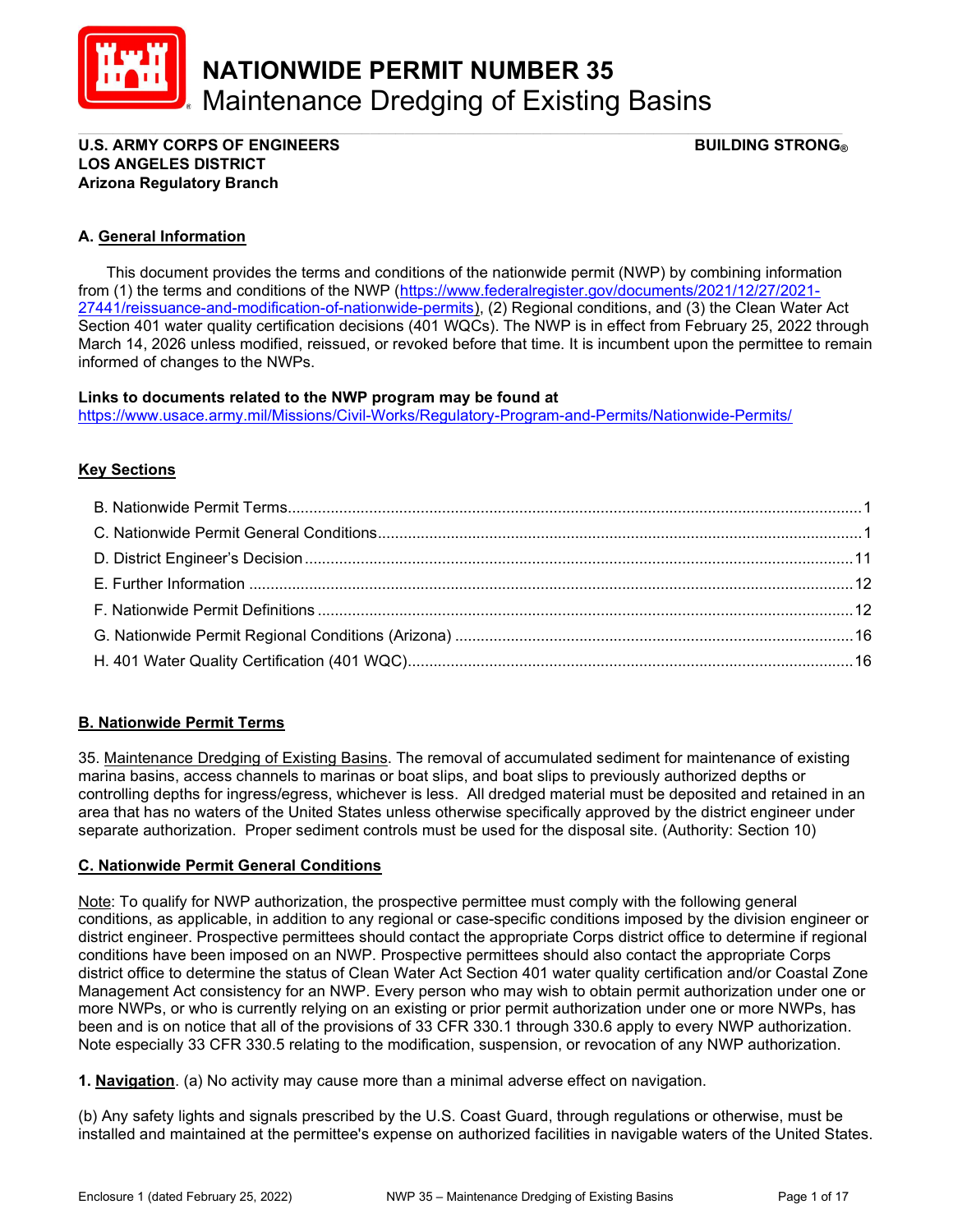# NATIONWIDE PERMIT NUMBER 35
## Maintenance Dredging of Existing Basins

**U.S. ARMY CORPS OF ENGINEERS** **BUILDING STRONG®**
**LOS ANGELES DISTRICT**
**Arizona Regulatory Branch**

### A. General Information

This document provides the terms and conditions of the nationwide permit (NWP) by combining information from (1) the terms and conditions of the NWP (https://www.federalregister.gov/documents/2021/12/27/2021-27441/reissuance-and-modification-of-nationwide-permits), (2) Regional conditions, and (3) the Clean Water Act Section 401 water quality certification decisions (401 WQCs). The NWP is in effect from February 25, 2022 through March 14, 2026 unless modified, reissued, or revoked before that time. It is incumbent upon the permittee to remain informed of changes to the NWPs.

**Links to documents related to the NWP program may be found at**
https://www.usace.army.mil/Missions/Civil-Works/Regulatory-Program-and-Permits/Nationwide-Permits/

### Key Sections

B. Nationwide Permit Terms....1
C. Nationwide Permit General Conditions....1
D. District Engineer's Decision....11
E. Further Information....12
F. Nationwide Permit Definitions....12
G. Nationwide Permit Regional Conditions (Arizona)....16
H. 401 Water Quality Certification (401 WQC)....16

### B. Nationwide Permit Terms

35. Maintenance Dredging of Existing Basins. The removal of accumulated sediment for maintenance of existing marina basins, access channels to marinas or boat slips, and boat slips to previously authorized depths or controlling depths for ingress/egress, whichever is less. All dredged material must be deposited and retained in an area that has no waters of the United States unless otherwise specifically approved by the district engineer under separate authorization. Proper sediment controls must be used for the disposal site. (Authority: Section 10)

### C. Nationwide Permit General Conditions

Note: To qualify for NWP authorization, the prospective permittee must comply with the following general conditions, as applicable, in addition to any regional or case-specific conditions imposed by the division engineer or district engineer. Prospective permittees should contact the appropriate Corps district office to determine if regional conditions have been imposed on an NWP. Prospective permittees should also contact the appropriate Corps district office to determine the status of Clean Water Act Section 401 water quality certification and/or Coastal Zone Management Act consistency for an NWP. Every person who may wish to obtain permit authorization under one or more NWPs, or who is currently relying on an existing or prior permit authorization under one or more NWPs, has been and is on notice that all of the provisions of 33 CFR 330.1 through 330.6 apply to every NWP authorization. Note especially 33 CFR 330.5 relating to the modification, suspension, or revocation of any NWP authorization.

**1. Navigation**. (a) No activity may cause more than a minimal adverse effect on navigation.

(b) Any safety lights and signals prescribed by the U.S. Coast Guard, through regulations or otherwise, must be installed and maintained at the permittee's expense on authorized facilities in navigable waters of the United States.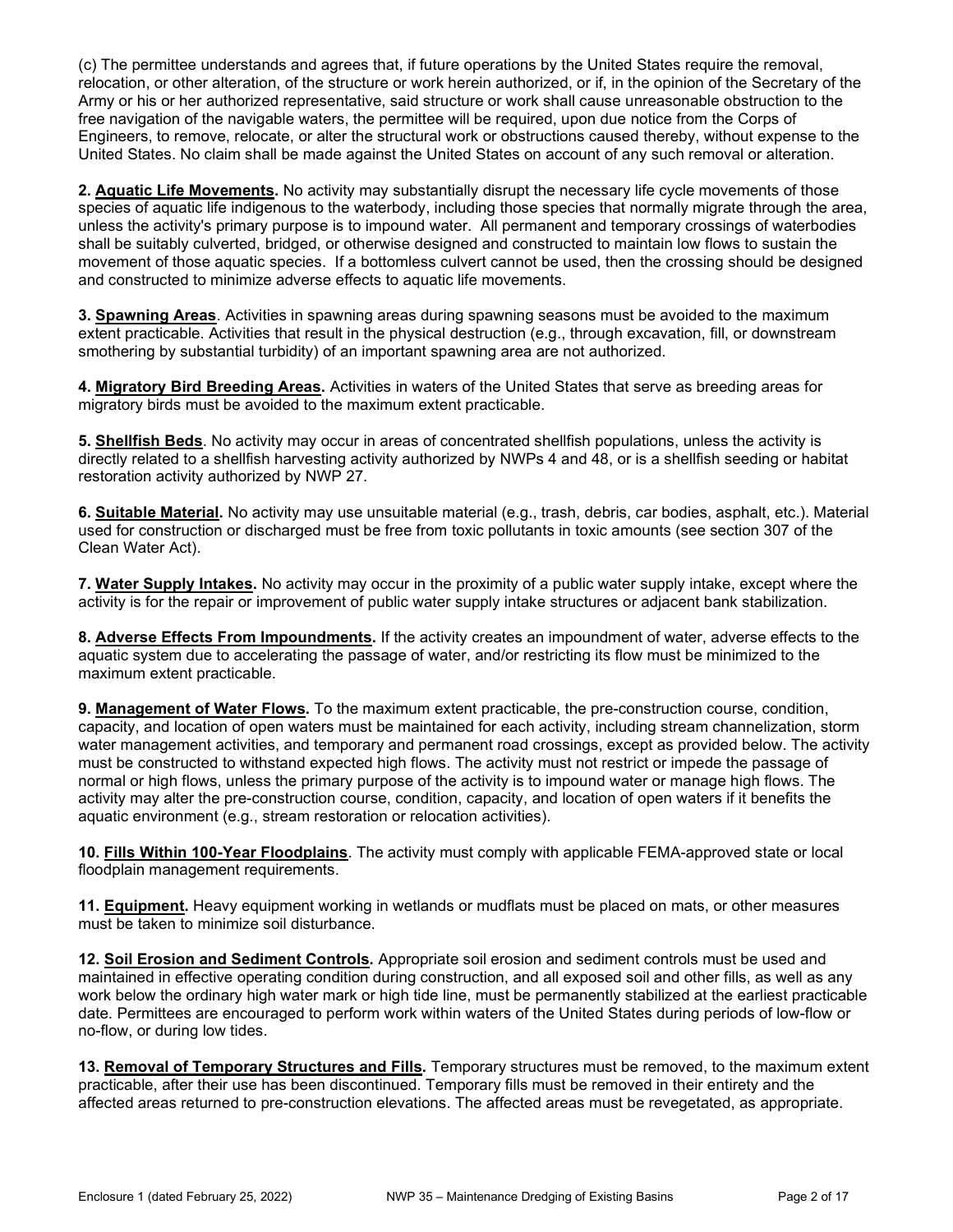(c) The permittee understands and agrees that, if future operations by the United States require the removal, relocation, or other alteration, of the structure or work herein authorized, or if, in the opinion of the Secretary of the Army or his or her authorized representative, said structure or work shall cause unreasonable obstruction to the free navigation of the navigable waters, the permittee will be required, upon due notice from the Corps of Engineers, to remove, relocate, or alter the structural work or obstructions caused thereby, without expense to the United States. No claim shall be made against the United States on account of any such removal or alteration.

**2. Aquatic Life Movements.** No activity may substantially disrupt the necessary life cycle movements of those species of aquatic life indigenous to the waterbody, including those species that normally migrate through the area, unless the activity's primary purpose is to impound water. All permanent and temporary crossings of waterbodies shall be suitably culverted, bridged, or otherwise designed and constructed to maintain low flows to sustain the movement of those aquatic species. If a bottomless culvert cannot be used, then the crossing should be designed and constructed to minimize adverse effects to aquatic life movements.

**3. Spawning Areas**. Activities in spawning areas during spawning seasons must be avoided to the maximum extent practicable. Activities that result in the physical destruction (e.g., through excavation, fill, or downstream smothering by substantial turbidity) of an important spawning area are not authorized.

**4. Migratory Bird Breeding Areas.** Activities in waters of the United States that serve as breeding areas for migratory birds must be avoided to the maximum extent practicable.

**5. Shellfish Beds**. No activity may occur in areas of concentrated shellfish populations, unless the activity is directly related to a shellfish harvesting activity authorized by NWPs 4 and 48, or is a shellfish seeding or habitat restoration activity authorized by NWP 27.

**6. Suitable Material.** No activity may use unsuitable material (e.g., trash, debris, car bodies, asphalt, etc.). Material used for construction or discharged must be free from toxic pollutants in toxic amounts (see section 307 of the Clean Water Act).

**7. Water Supply Intakes.** No activity may occur in the proximity of a public water supply intake, except where the activity is for the repair or improvement of public water supply intake structures or adjacent bank stabilization.

**8. Adverse Effects From Impoundments.** If the activity creates an impoundment of water, adverse effects to the aquatic system due to accelerating the passage of water, and/or restricting its flow must be minimized to the maximum extent practicable.

**9. Management of Water Flows.** To the maximum extent practicable, the pre-construction course, condition, capacity, and location of open waters must be maintained for each activity, including stream channelization, storm water management activities, and temporary and permanent road crossings, except as provided below. The activity must be constructed to withstand expected high flows. The activity must not restrict or impede the passage of normal or high flows, unless the primary purpose of the activity is to impound water or manage high flows. The activity may alter the pre-construction course, condition, capacity, and location of open waters if it benefits the aquatic environment (e.g., stream restoration or relocation activities).

**10. Fills Within 100-Year Floodplains**. The activity must comply with applicable FEMA-approved state or local floodplain management requirements.

**11. Equipment.** Heavy equipment working in wetlands or mudflats must be placed on mats, or other measures must be taken to minimize soil disturbance.

**12. Soil Erosion and Sediment Controls.** Appropriate soil erosion and sediment controls must be used and maintained in effective operating condition during construction, and all exposed soil and other fills, as well as any work below the ordinary high water mark or high tide line, must be permanently stabilized at the earliest practicable date. Permittees are encouraged to perform work within waters of the United States during periods of low-flow or no-flow, or during low tides.

**13. Removal of Temporary Structures and Fills.** Temporary structures must be removed, to the maximum extent practicable, after their use has been discontinued. Temporary fills must be removed in their entirety and the affected areas returned to pre-construction elevations. The affected areas must be revegetated, as appropriate.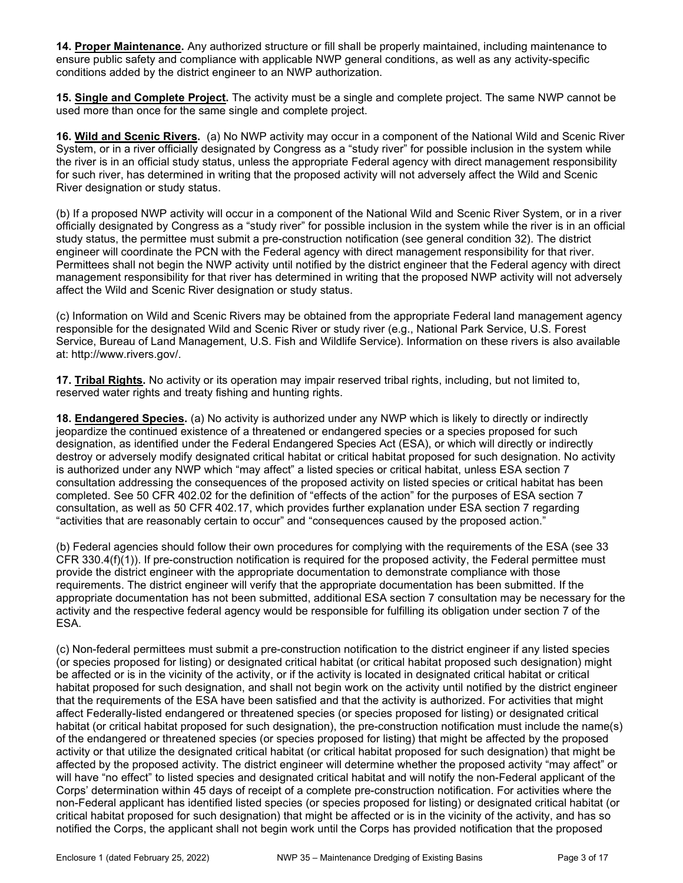**14. Proper Maintenance.** Any authorized structure or fill shall be properly maintained, including maintenance to ensure public safety and compliance with applicable NWP general conditions, as well as any activity-specific conditions added by the district engineer to an NWP authorization.

**15. Single and Complete Project.** The activity must be a single and complete project. The same NWP cannot be used more than once for the same single and complete project.

**16. Wild and Scenic Rivers.** (a) No NWP activity may occur in a component of the National Wild and Scenic River System, or in a river officially designated by Congress as a "study river" for possible inclusion in the system while the river is in an official study status, unless the appropriate Federal agency with direct management responsibility for such river, has determined in writing that the proposed activity will not adversely affect the Wild and Scenic River designation or study status.

(b) If a proposed NWP activity will occur in a component of the National Wild and Scenic River System, or in a river officially designated by Congress as a "study river" for possible inclusion in the system while the river is in an official study status, the permittee must submit a pre-construction notification (see general condition 32). The district engineer will coordinate the PCN with the Federal agency with direct management responsibility for that river. Permittees shall not begin the NWP activity until notified by the district engineer that the Federal agency with direct management responsibility for that river has determined in writing that the proposed NWP activity will not adversely affect the Wild and Scenic River designation or study status.

(c) Information on Wild and Scenic Rivers may be obtained from the appropriate Federal land management agency responsible for the designated Wild and Scenic River or study river (e.g., National Park Service, U.S. Forest Service, Bureau of Land Management, U.S. Fish and Wildlife Service). Information on these rivers is also available at: http://www.rivers.gov/.

**17. Tribal Rights.** No activity or its operation may impair reserved tribal rights, including, but not limited to, reserved water rights and treaty fishing and hunting rights.

**18. Endangered Species.** (a) No activity is authorized under any NWP which is likely to directly or indirectly jeopardize the continued existence of a threatened or endangered species or a species proposed for such designation, as identified under the Federal Endangered Species Act (ESA), or which will directly or indirectly destroy or adversely modify designated critical habitat or critical habitat proposed for such designation. No activity is authorized under any NWP which "may affect" a listed species or critical habitat, unless ESA section 7 consultation addressing the consequences of the proposed activity on listed species or critical habitat has been completed. See 50 CFR 402.02 for the definition of "effects of the action" for the purposes of ESA section 7 consultation, as well as 50 CFR 402.17, which provides further explanation under ESA section 7 regarding "activities that are reasonably certain to occur" and "consequences caused by the proposed action."

(b) Federal agencies should follow their own procedures for complying with the requirements of the ESA (see 33 CFR 330.4(f)(1)). If pre-construction notification is required for the proposed activity, the Federal permittee must provide the district engineer with the appropriate documentation to demonstrate compliance with those requirements. The district engineer will verify that the appropriate documentation has been submitted. If the appropriate documentation has not been submitted, additional ESA section 7 consultation may be necessary for the activity and the respective federal agency would be responsible for fulfilling its obligation under section 7 of the ESA.

(c) Non-federal permittees must submit a pre-construction notification to the district engineer if any listed species (or species proposed for listing) or designated critical habitat (or critical habitat proposed such designation) might be affected or is in the vicinity of the activity, or if the activity is located in designated critical habitat or critical habitat proposed for such designation, and shall not begin work on the activity until notified by the district engineer that the requirements of the ESA have been satisfied and that the activity is authorized. For activities that might affect Federally-listed endangered or threatened species (or species proposed for listing) or designated critical habitat (or critical habitat proposed for such designation), the pre-construction notification must include the name(s) of the endangered or threatened species (or species proposed for listing) that might be affected by the proposed activity or that utilize the designated critical habitat (or critical habitat proposed for such designation) that might be affected by the proposed activity. The district engineer will determine whether the proposed activity "may affect" or will have "no effect" to listed species and designated critical habitat and will notify the non-Federal applicant of the Corps' determination within 45 days of receipt of a complete pre-construction notification. For activities where the non-Federal applicant has identified listed species (or species proposed for listing) or designated critical habitat (or critical habitat proposed for such designation) that might be affected or is in the vicinity of the activity, and has so notified the Corps, the applicant shall not begin work until the Corps has provided notification that the proposed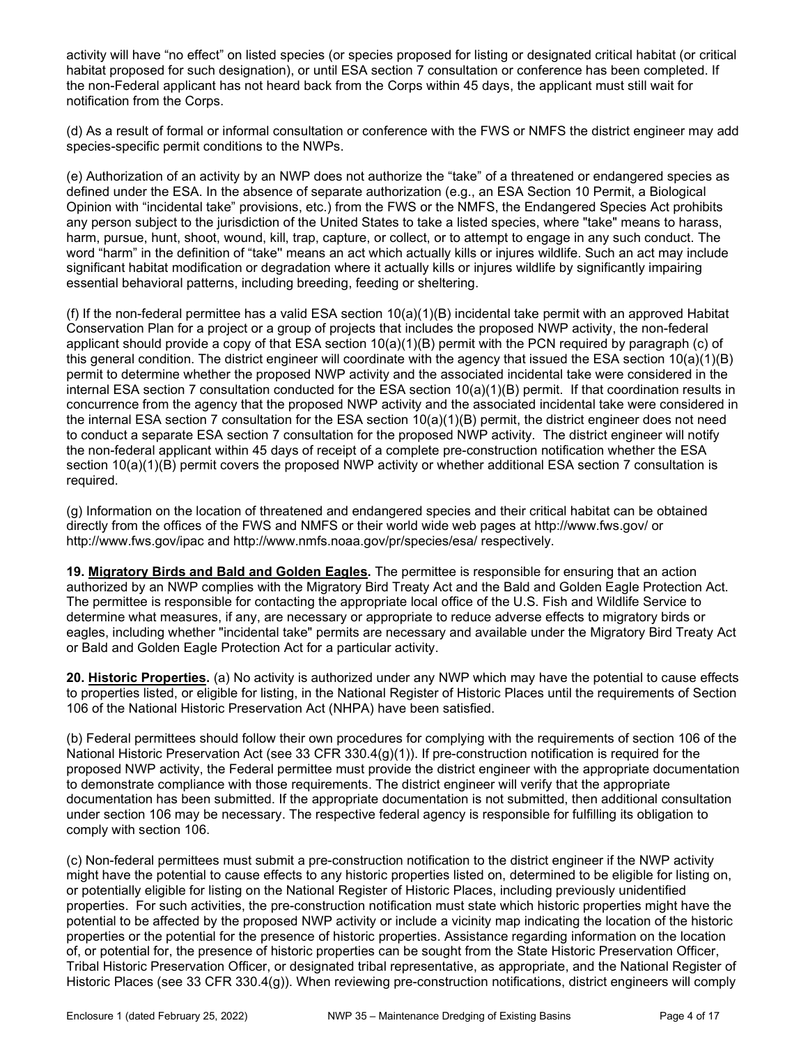activity will have "no effect" on listed species (or species proposed for listing or designated critical habitat (or critical habitat proposed for such designation), or until ESA section 7 consultation or conference has been completed. If the non-Federal applicant has not heard back from the Corps within 45 days, the applicant must still wait for notification from the Corps.

(d) As a result of formal or informal consultation or conference with the FWS or NMFS the district engineer may add species-specific permit conditions to the NWPs.

(e) Authorization of an activity by an NWP does not authorize the "take" of a threatened or endangered species as defined under the ESA. In the absence of separate authorization (e.g., an ESA Section 10 Permit, a Biological Opinion with "incidental take" provisions, etc.) from the FWS or the NMFS, the Endangered Species Act prohibits any person subject to the jurisdiction of the United States to take a listed species, where "take" means to harass, harm, pursue, hunt, shoot, wound, kill, trap, capture, or collect, or to attempt to engage in any such conduct. The word "harm" in the definition of "take'' means an act which actually kills or injures wildlife. Such an act may include significant habitat modification or degradation where it actually kills or injures wildlife by significantly impairing essential behavioral patterns, including breeding, feeding or sheltering.

(f) If the non-federal permittee has a valid ESA section 10(a)(1)(B) incidental take permit with an approved Habitat Conservation Plan for a project or a group of projects that includes the proposed NWP activity, the non-federal applicant should provide a copy of that ESA section 10(a)(1)(B) permit with the PCN required by paragraph (c) of this general condition. The district engineer will coordinate with the agency that issued the ESA section 10(a)(1)(B) permit to determine whether the proposed NWP activity and the associated incidental take were considered in the internal ESA section 7 consultation conducted for the ESA section 10(a)(1)(B) permit. If that coordination results in concurrence from the agency that the proposed NWP activity and the associated incidental take were considered in the internal ESA section 7 consultation for the ESA section 10(a)(1)(B) permit, the district engineer does not need to conduct a separate ESA section 7 consultation for the proposed NWP activity. The district engineer will notify the non-federal applicant within 45 days of receipt of a complete pre-construction notification whether the ESA section 10(a)(1)(B) permit covers the proposed NWP activity or whether additional ESA section 7 consultation is required.

(g) Information on the location of threatened and endangered species and their critical habitat can be obtained directly from the offices of the FWS and NMFS or their world wide web pages at http://www.fws.gov/ or http://www.fws.gov/ipac and http://www.nmfs.noaa.gov/pr/species/esa/ respectively.

**19. Migratory Birds and Bald and Golden Eagles.** The permittee is responsible for ensuring that an action authorized by an NWP complies with the Migratory Bird Treaty Act and the Bald and Golden Eagle Protection Act. The permittee is responsible for contacting the appropriate local office of the U.S. Fish and Wildlife Service to determine what measures, if any, are necessary or appropriate to reduce adverse effects to migratory birds or eagles, including whether "incidental take" permits are necessary and available under the Migratory Bird Treaty Act or Bald and Golden Eagle Protection Act for a particular activity.

**20. Historic Properties.** (a) No activity is authorized under any NWP which may have the potential to cause effects to properties listed, or eligible for listing, in the National Register of Historic Places until the requirements of Section 106 of the National Historic Preservation Act (NHPA) have been satisfied.

(b) Federal permittees should follow their own procedures for complying with the requirements of section 106 of the National Historic Preservation Act (see 33 CFR 330.4(g)(1)). If pre-construction notification is required for the proposed NWP activity, the Federal permittee must provide the district engineer with the appropriate documentation to demonstrate compliance with those requirements. The district engineer will verify that the appropriate documentation has been submitted. If the appropriate documentation is not submitted, then additional consultation under section 106 may be necessary. The respective federal agency is responsible for fulfilling its obligation to comply with section 106.

(c) Non-federal permittees must submit a pre-construction notification to the district engineer if the NWP activity might have the potential to cause effects to any historic properties listed on, determined to be eligible for listing on, or potentially eligible for listing on the National Register of Historic Places, including previously unidentified properties. For such activities, the pre-construction notification must state which historic properties might have the potential to be affected by the proposed NWP activity or include a vicinity map indicating the location of the historic properties or the potential for the presence of historic properties. Assistance regarding information on the location of, or potential for, the presence of historic properties can be sought from the State Historic Preservation Officer, Tribal Historic Preservation Officer, or designated tribal representative, as appropriate, and the National Register of Historic Places (see 33 CFR 330.4(g)). When reviewing pre-construction notifications, district engineers will comply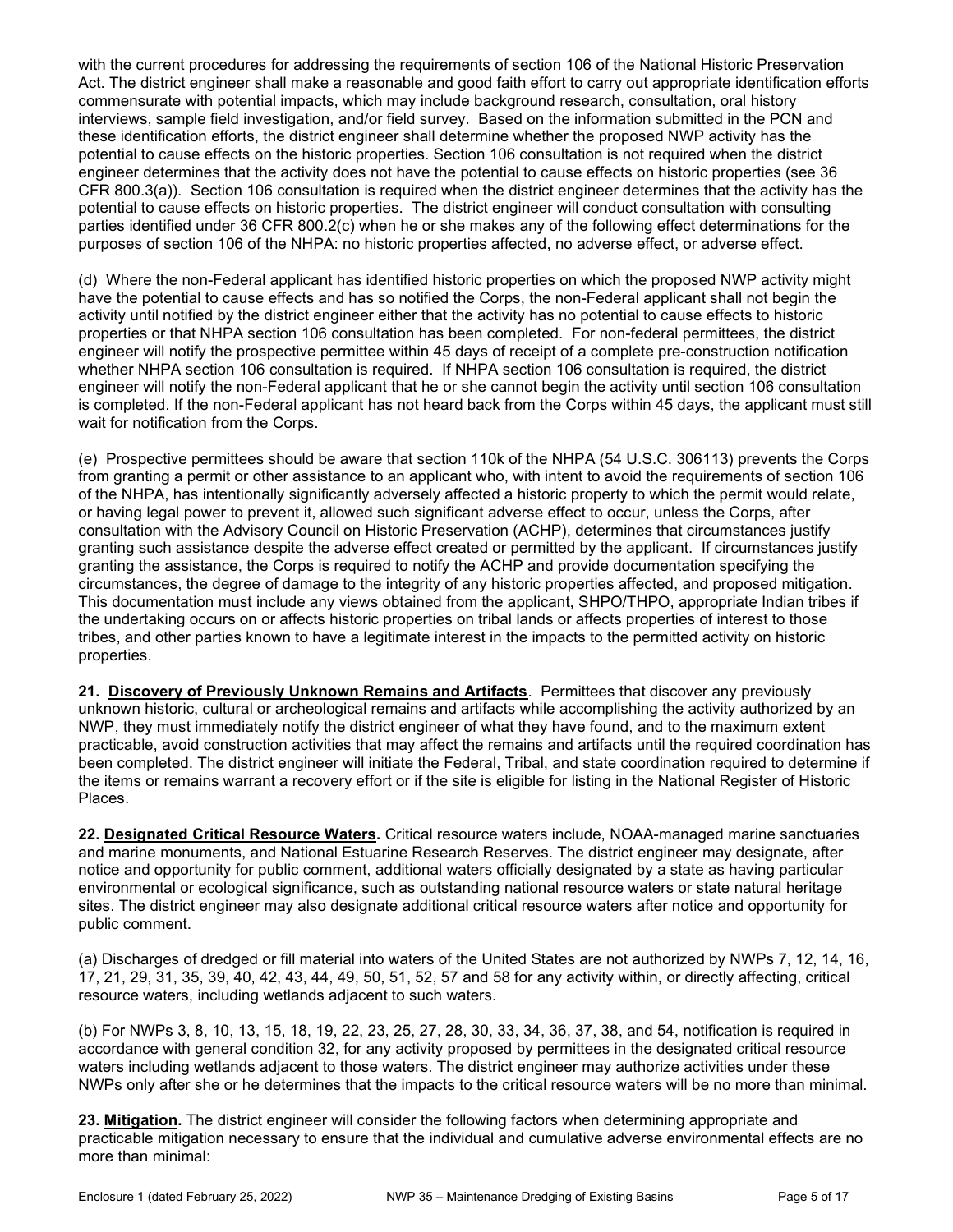with the current procedures for addressing the requirements of section 106 of the National Historic Preservation Act. The district engineer shall make a reasonable and good faith effort to carry out appropriate identification efforts commensurate with potential impacts, which may include background research, consultation, oral history interviews, sample field investigation, and/or field survey. Based on the information submitted in the PCN and these identification efforts, the district engineer shall determine whether the proposed NWP activity has the potential to cause effects on the historic properties. Section 106 consultation is not required when the district engineer determines that the activity does not have the potential to cause effects on historic properties (see 36 CFR 800.3(a)). Section 106 consultation is required when the district engineer determines that the activity has the potential to cause effects on historic properties. The district engineer will conduct consultation with consulting parties identified under 36 CFR 800.2(c) when he or she makes any of the following effect determinations for the purposes of section 106 of the NHPA: no historic properties affected, no adverse effect, or adverse effect.

(d) Where the non-Federal applicant has identified historic properties on which the proposed NWP activity might have the potential to cause effects and has so notified the Corps, the non-Federal applicant shall not begin the activity until notified by the district engineer either that the activity has no potential to cause effects to historic properties or that NHPA section 106 consultation has been completed. For non-federal permittees, the district engineer will notify the prospective permittee within 45 days of receipt of a complete pre-construction notification whether NHPA section 106 consultation is required. If NHPA section 106 consultation is required, the district engineer will notify the non-Federal applicant that he or she cannot begin the activity until section 106 consultation is completed. If the non-Federal applicant has not heard back from the Corps within 45 days, the applicant must still wait for notification from the Corps.

(e) Prospective permittees should be aware that section 110k of the NHPA (54 U.S.C. 306113) prevents the Corps from granting a permit or other assistance to an applicant who, with intent to avoid the requirements of section 106 of the NHPA, has intentionally significantly adversely affected a historic property to which the permit would relate, or having legal power to prevent it, allowed such significant adverse effect to occur, unless the Corps, after consultation with the Advisory Council on Historic Preservation (ACHP), determines that circumstances justify granting such assistance despite the adverse effect created or permitted by the applicant. If circumstances justify granting the assistance, the Corps is required to notify the ACHP and provide documentation specifying the circumstances, the degree of damage to the integrity of any historic properties affected, and proposed mitigation. This documentation must include any views obtained from the applicant, SHPO/THPO, appropriate Indian tribes if the undertaking occurs on or affects historic properties on tribal lands or affects properties of interest to those tribes, and other parties known to have a legitimate interest in the impacts to the permitted activity on historic properties.

**21. Discovery of Previously Unknown Remains and Artifacts**. Permittees that discover any previously unknown historic, cultural or archeological remains and artifacts while accomplishing the activity authorized by an NWP, they must immediately notify the district engineer of what they have found, and to the maximum extent practicable, avoid construction activities that may affect the remains and artifacts until the required coordination has been completed. The district engineer will initiate the Federal, Tribal, and state coordination required to determine if the items or remains warrant a recovery effort or if the site is eligible for listing in the National Register of Historic Places.

**22. Designated Critical Resource Waters.** Critical resource waters include, NOAA-managed marine sanctuaries and marine monuments, and National Estuarine Research Reserves. The district engineer may designate, after notice and opportunity for public comment, additional waters officially designated by a state as having particular environmental or ecological significance, such as outstanding national resource waters or state natural heritage sites. The district engineer may also designate additional critical resource waters after notice and opportunity for public comment.

(a) Discharges of dredged or fill material into waters of the United States are not authorized by NWPs 7, 12, 14, 16, 17, 21, 29, 31, 35, 39, 40, 42, 43, 44, 49, 50, 51, 52, 57 and 58 for any activity within, or directly affecting, critical resource waters, including wetlands adjacent to such waters.

(b) For NWPs 3, 8, 10, 13, 15, 18, 19, 22, 23, 25, 27, 28, 30, 33, 34, 36, 37, 38, and 54, notification is required in accordance with general condition 32, for any activity proposed by permittees in the designated critical resource waters including wetlands adjacent to those waters. The district engineer may authorize activities under these NWPs only after she or he determines that the impacts to the critical resource waters will be no more than minimal.

**23. Mitigation.** The district engineer will consider the following factors when determining appropriate and practicable mitigation necessary to ensure that the individual and cumulative adverse environmental effects are no more than minimal: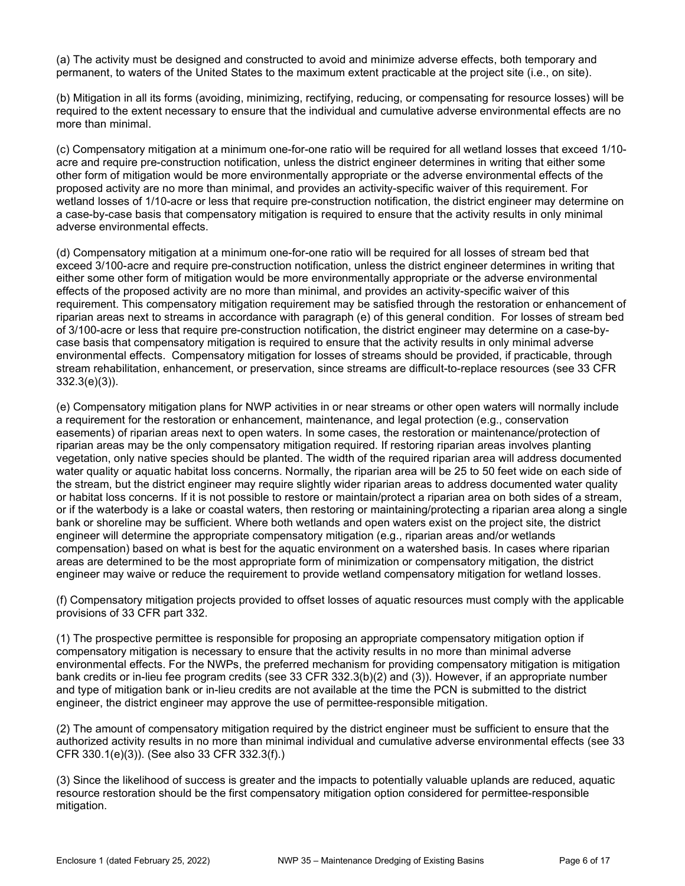(a) The activity must be designed and constructed to avoid and minimize adverse effects, both temporary and permanent, to waters of the United States to the maximum extent practicable at the project site (i.e., on site).

(b) Mitigation in all its forms (avoiding, minimizing, rectifying, reducing, or compensating for resource losses) will be required to the extent necessary to ensure that the individual and cumulative adverse environmental effects are no more than minimal.

(c) Compensatory mitigation at a minimum one-for-one ratio will be required for all wetland losses that exceed 1/10-acre and require pre-construction notification, unless the district engineer determines in writing that either some other form of mitigation would be more environmentally appropriate or the adverse environmental effects of the proposed activity are no more than minimal, and provides an activity-specific waiver of this requirement. For wetland losses of 1/10-acre or less that require pre-construction notification, the district engineer may determine on a case-by-case basis that compensatory mitigation is required to ensure that the activity results in only minimal adverse environmental effects.

(d) Compensatory mitigation at a minimum one-for-one ratio will be required for all losses of stream bed that exceed 3/100-acre and require pre-construction notification, unless the district engineer determines in writing that either some other form of mitigation would be more environmentally appropriate or the adverse environmental effects of the proposed activity are no more than minimal, and provides an activity-specific waiver of this requirement. This compensatory mitigation requirement may be satisfied through the restoration or enhancement of riparian areas next to streams in accordance with paragraph (e) of this general condition. For losses of stream bed of 3/100-acre or less that require pre-construction notification, the district engineer may determine on a case-by-case basis that compensatory mitigation is required to ensure that the activity results in only minimal adverse environmental effects. Compensatory mitigation for losses of streams should be provided, if practicable, through stream rehabilitation, enhancement, or preservation, since streams are difficult-to-replace resources (see 33 CFR 332.3(e)(3)).

(e) Compensatory mitigation plans for NWP activities in or near streams or other open waters will normally include a requirement for the restoration or enhancement, maintenance, and legal protection (e.g., conservation easements) of riparian areas next to open waters. In some cases, the restoration or maintenance/protection of riparian areas may be the only compensatory mitigation required. If restoring riparian areas involves planting vegetation, only native species should be planted. The width of the required riparian area will address documented water quality or aquatic habitat loss concerns. Normally, the riparian area will be 25 to 50 feet wide on each side of the stream, but the district engineer may require slightly wider riparian areas to address documented water quality or habitat loss concerns. If it is not possible to restore or maintain/protect a riparian area on both sides of a stream, or if the waterbody is a lake or coastal waters, then restoring or maintaining/protecting a riparian area along a single bank or shoreline may be sufficient. Where both wetlands and open waters exist on the project site, the district engineer will determine the appropriate compensatory mitigation (e.g., riparian areas and/or wetlands compensation) based on what is best for the aquatic environment on a watershed basis. In cases where riparian areas are determined to be the most appropriate form of minimization or compensatory mitigation, the district engineer may waive or reduce the requirement to provide wetland compensatory mitigation for wetland losses.

(f) Compensatory mitigation projects provided to offset losses of aquatic resources must comply with the applicable provisions of 33 CFR part 332.

(1) The prospective permittee is responsible for proposing an appropriate compensatory mitigation option if compensatory mitigation is necessary to ensure that the activity results in no more than minimal adverse environmental effects. For the NWPs, the preferred mechanism for providing compensatory mitigation is mitigation bank credits or in-lieu fee program credits (see 33 CFR 332.3(b)(2) and (3)). However, if an appropriate number and type of mitigation bank or in-lieu credits are not available at the time the PCN is submitted to the district engineer, the district engineer may approve the use of permittee-responsible mitigation.

(2) The amount of compensatory mitigation required by the district engineer must be sufficient to ensure that the authorized activity results in no more than minimal individual and cumulative adverse environmental effects (see 33 CFR 330.1(e)(3)). (See also 33 CFR 332.3(f).)

(3) Since the likelihood of success is greater and the impacts to potentially valuable uplands are reduced, aquatic resource restoration should be the first compensatory mitigation option considered for permittee-responsible mitigation.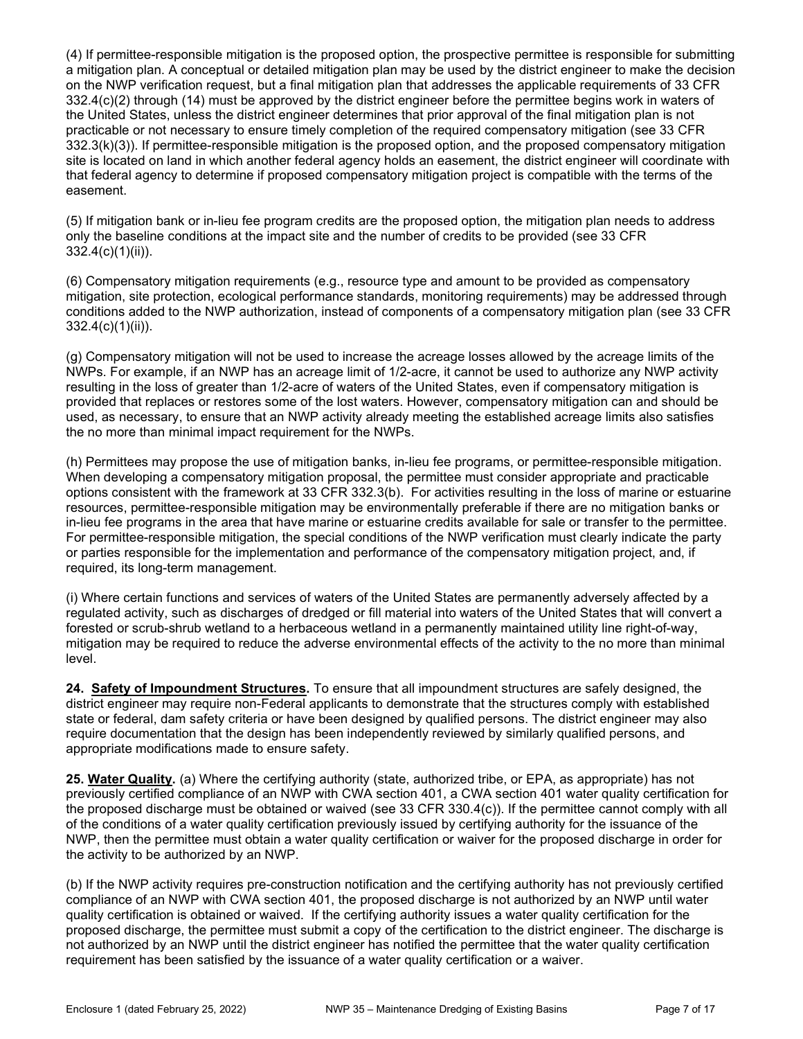(4) If permittee-responsible mitigation is the proposed option, the prospective permittee is responsible for submitting a mitigation plan. A conceptual or detailed mitigation plan may be used by the district engineer to make the decision on the NWP verification request, but a final mitigation plan that addresses the applicable requirements of 33 CFR 332.4(c)(2) through (14) must be approved by the district engineer before the permittee begins work in waters of the United States, unless the district engineer determines that prior approval of the final mitigation plan is not practicable or not necessary to ensure timely completion of the required compensatory mitigation (see 33 CFR 332.3(k)(3)). If permittee-responsible mitigation is the proposed option, and the proposed compensatory mitigation site is located on land in which another federal agency holds an easement, the district engineer will coordinate with that federal agency to determine if proposed compensatory mitigation project is compatible with the terms of the easement.

(5) If mitigation bank or in-lieu fee program credits are the proposed option, the mitigation plan needs to address only the baseline conditions at the impact site and the number of credits to be provided (see 33 CFR 332.4(c)(1)(ii)).

(6) Compensatory mitigation requirements (e.g., resource type and amount to be provided as compensatory mitigation, site protection, ecological performance standards, monitoring requirements) may be addressed through conditions added to the NWP authorization, instead of components of a compensatory mitigation plan (see 33 CFR 332.4(c)(1)(ii)).

(g) Compensatory mitigation will not be used to increase the acreage losses allowed by the acreage limits of the NWPs. For example, if an NWP has an acreage limit of 1/2-acre, it cannot be used to authorize any NWP activity resulting in the loss of greater than 1/2-acre of waters of the United States, even if compensatory mitigation is provided that replaces or restores some of the lost waters. However, compensatory mitigation can and should be used, as necessary, to ensure that an NWP activity already meeting the established acreage limits also satisfies the no more than minimal impact requirement for the NWPs.

(h) Permittees may propose the use of mitigation banks, in-lieu fee programs, or permittee-responsible mitigation. When developing a compensatory mitigation proposal, the permittee must consider appropriate and practicable options consistent with the framework at 33 CFR 332.3(b). For activities resulting in the loss of marine or estuarine resources, permittee-responsible mitigation may be environmentally preferable if there are no mitigation banks or in-lieu fee programs in the area that have marine or estuarine credits available for sale or transfer to the permittee. For permittee-responsible mitigation, the special conditions of the NWP verification must clearly indicate the party or parties responsible for the implementation and performance of the compensatory mitigation project, and, if required, its long-term management.

(i) Where certain functions and services of waters of the United States are permanently adversely affected by a regulated activity, such as discharges of dredged or fill material into waters of the United States that will convert a forested or scrub-shrub wetland to a herbaceous wetland in a permanently maintained utility line right-of-way, mitigation may be required to reduce the adverse environmental effects of the activity to the no more than minimal level.

**24. Safety of Impoundment Structures.** To ensure that all impoundment structures are safely designed, the district engineer may require non-Federal applicants to demonstrate that the structures comply with established state or federal, dam safety criteria or have been designed by qualified persons. The district engineer may also require documentation that the design has been independently reviewed by similarly qualified persons, and appropriate modifications made to ensure safety.

**25. Water Quality.** (a) Where the certifying authority (state, authorized tribe, or EPA, as appropriate) has not previously certified compliance of an NWP with CWA section 401, a CWA section 401 water quality certification for the proposed discharge must be obtained or waived (see 33 CFR 330.4(c)). If the permittee cannot comply with all of the conditions of a water quality certification previously issued by certifying authority for the issuance of the NWP, then the permittee must obtain a water quality certification or waiver for the proposed discharge in order for the activity to be authorized by an NWP.

(b) If the NWP activity requires pre-construction notification and the certifying authority has not previously certified compliance of an NWP with CWA section 401, the proposed discharge is not authorized by an NWP until water quality certification is obtained or waived. If the certifying authority issues a water quality certification for the proposed discharge, the permittee must submit a copy of the certification to the district engineer. The discharge is not authorized by an NWP until the district engineer has notified the permittee that the water quality certification requirement has been satisfied by the issuance of a water quality certification or a waiver.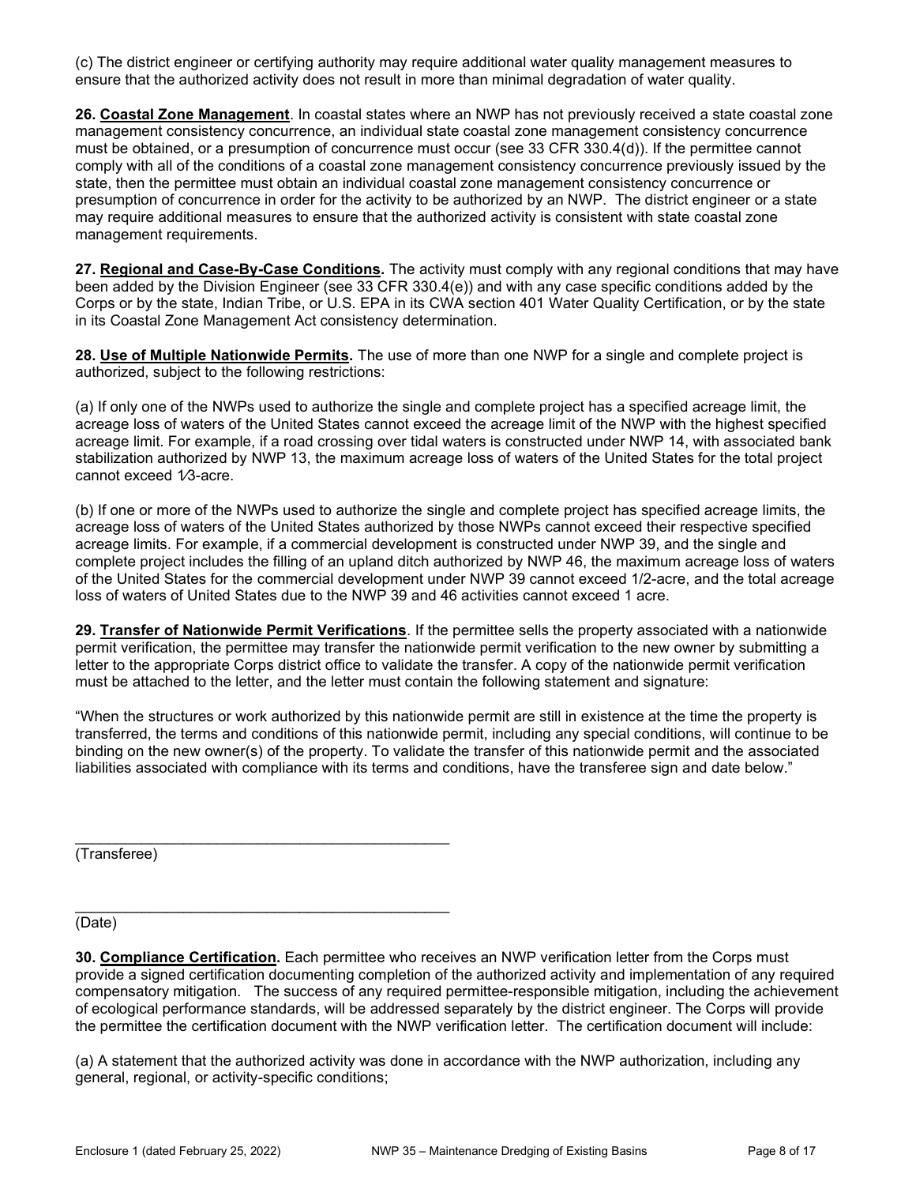(c) The district engineer or certifying authority may require additional water quality management measures to ensure that the authorized activity does not result in more than minimal degradation of water quality.

**26. Coastal Zone Management**. In coastal states where an NWP has not previously received a state coastal zone management consistency concurrence, an individual state coastal zone management consistency concurrence must be obtained, or a presumption of concurrence must occur (see 33 CFR 330.4(d)). If the permittee cannot comply with all of the conditions of a coastal zone management consistency concurrence previously issued by the state, then the permittee must obtain an individual coastal zone management consistency concurrence or presumption of concurrence in order for the activity to be authorized by an NWP. The district engineer or a state may require additional measures to ensure that the authorized activity is consistent with state coastal zone management requirements.

**27. Regional and Case-By-Case Conditions.** The activity must comply with any regional conditions that may have been added by the Division Engineer (see 33 CFR 330.4(e)) and with any case specific conditions added by the Corps or by the state, Indian Tribe, or U.S. EPA in its CWA section 401 Water Quality Certification, or by the state in its Coastal Zone Management Act consistency determination.

**28. Use of Multiple Nationwide Permits.** The use of more than one NWP for a single and complete project is authorized, subject to the following restrictions:

(a) If only one of the NWPs used to authorize the single and complete project has a specified acreage limit, the acreage loss of waters of the United States cannot exceed the acreage limit of the NWP with the highest specified acreage limit. For example, if a road crossing over tidal waters is constructed under NWP 14, with associated bank stabilization authorized by NWP 13, the maximum acreage loss of waters of the United States for the total project cannot exceed 1⁄3-acre.

(b) If one or more of the NWPs used to authorize the single and complete project has specified acreage limits, the acreage loss of waters of the United States authorized by those NWPs cannot exceed their respective specified acreage limits. For example, if a commercial development is constructed under NWP 39, and the single and complete project includes the filling of an upland ditch authorized by NWP 46, the maximum acreage loss of waters of the United States for the commercial development under NWP 39 cannot exceed 1/2-acre, and the total acreage loss of waters of United States due to the NWP 39 and 46 activities cannot exceed 1 acre.

**29. Transfer of Nationwide Permit Verifications**. If the permittee sells the property associated with a nationwide permit verification, the permittee may transfer the nationwide permit verification to the new owner by submitting a letter to the appropriate Corps district office to validate the transfer. A copy of the nationwide permit verification must be attached to the letter, and the letter must contain the following statement and signature:

"When the structures or work authorized by this nationwide permit are still in existence at the time the property is transferred, the terms and conditions of this nationwide permit, including any special conditions, will continue to be binding on the new owner(s) of the property. To validate the transfer of this nationwide permit and the associated liabilities associated with compliance with its terms and conditions, have the transferee sign and date below."

_____________________________________________
(Transferee)

_____________________________________________
(Date)

**30. Compliance Certification.** Each permittee who receives an NWP verification letter from the Corps must provide a signed certification documenting completion of the authorized activity and implementation of any required compensatory mitigation. The success of any required permittee-responsible mitigation, including the achievement of ecological performance standards, will be addressed separately by the district engineer. The Corps will provide the permittee the certification document with the NWP verification letter. The certification document will include:

(a) A statement that the authorized activity was done in accordance with the NWP authorization, including any general, regional, or activity-specific conditions;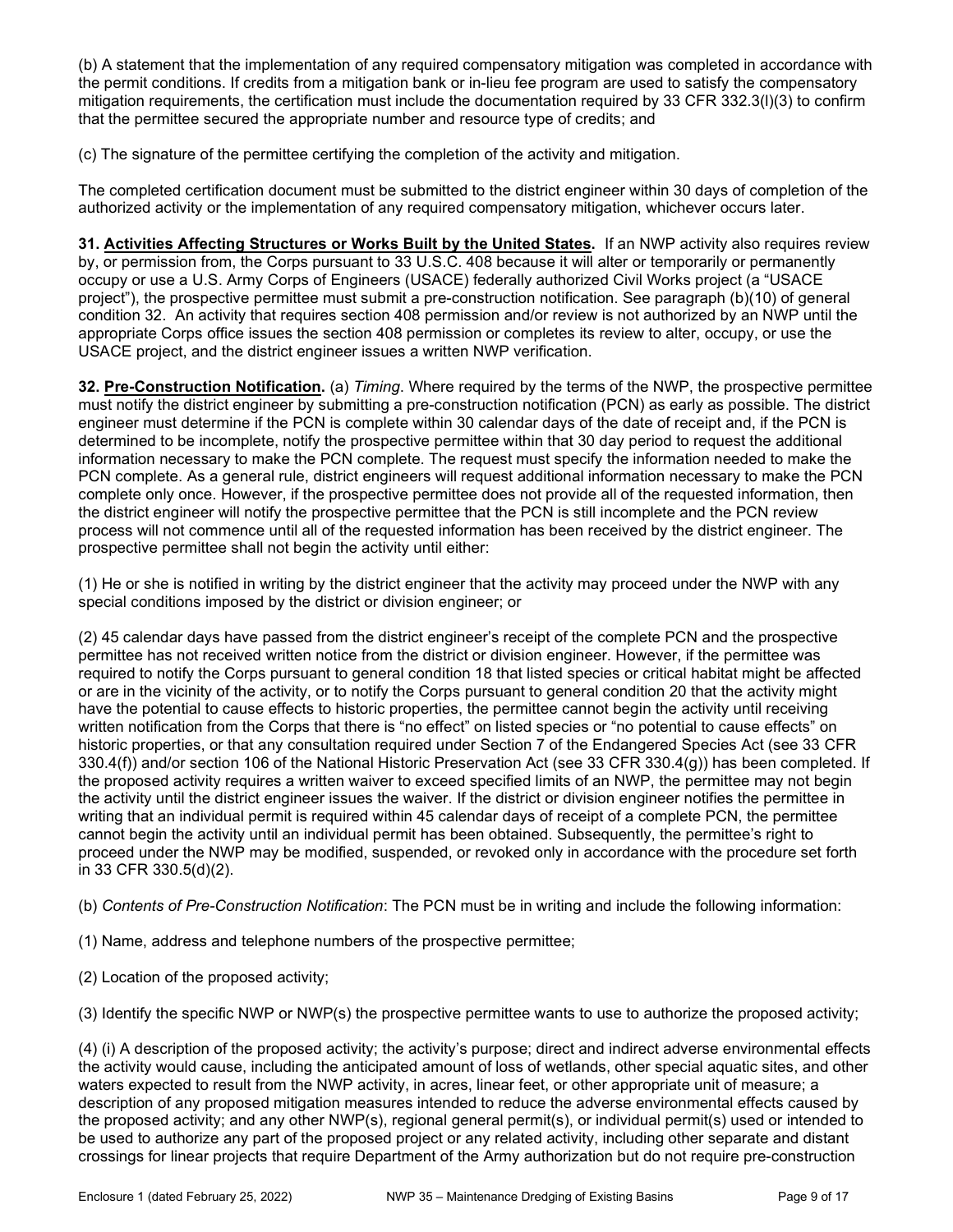(b) A statement that the implementation of any required compensatory mitigation was completed in accordance with the permit conditions. If credits from a mitigation bank or in-lieu fee program are used to satisfy the compensatory mitigation requirements, the certification must include the documentation required by 33 CFR 332.3(l)(3) to confirm that the permittee secured the appropriate number and resource type of credits; and

(c) The signature of the permittee certifying the completion of the activity and mitigation.

The completed certification document must be submitted to the district engineer within 30 days of completion of the authorized activity or the implementation of any required compensatory mitigation, whichever occurs later.

**31. <u>Activities Affecting Structures or Works Built by the United States</u>.** If an NWP activity also requires review by, or permission from, the Corps pursuant to 33 U.S.C. 408 because it will alter or temporarily or permanently occupy or use a U.S. Army Corps of Engineers (USACE) federally authorized Civil Works project (a "USACE project"), the prospective permittee must submit a pre-construction notification. See paragraph (b)(10) of general condition 32. An activity that requires section 408 permission and/or review is not authorized by an NWP until the appropriate Corps office issues the section 408 permission or completes its review to alter, occupy, or use the USACE project, and the district engineer issues a written NWP verification.

**32. <u>Pre-Construction Notification</u>.** (a) *Timing*. Where required by the terms of the NWP, the prospective permittee must notify the district engineer by submitting a pre-construction notification (PCN) as early as possible. The district engineer must determine if the PCN is complete within 30 calendar days of the date of receipt and, if the PCN is determined to be incomplete, notify the prospective permittee within that 30 day period to request the additional information necessary to make the PCN complete. The request must specify the information needed to make the PCN complete. As a general rule, district engineers will request additional information necessary to make the PCN complete only once. However, if the prospective permittee does not provide all of the requested information, then the district engineer will notify the prospective permittee that the PCN is still incomplete and the PCN review process will not commence until all of the requested information has been received by the district engineer. The prospective permittee shall not begin the activity until either:

(1) He or she is notified in writing by the district engineer that the activity may proceed under the NWP with any special conditions imposed by the district or division engineer; or

(2) 45 calendar days have passed from the district engineer's receipt of the complete PCN and the prospective permittee has not received written notice from the district or division engineer. However, if the permittee was required to notify the Corps pursuant to general condition 18 that listed species or critical habitat might be affected or are in the vicinity of the activity, or to notify the Corps pursuant to general condition 20 that the activity might have the potential to cause effects to historic properties, the permittee cannot begin the activity until receiving written notification from the Corps that there is "no effect" on listed species or "no potential to cause effects" on historic properties, or that any consultation required under Section 7 of the Endangered Species Act (see 33 CFR 330.4(f)) and/or section 106 of the National Historic Preservation Act (see 33 CFR 330.4(g)) has been completed. If the proposed activity requires a written waiver to exceed specified limits of an NWP, the permittee may not begin the activity until the district engineer issues the waiver. If the district or division engineer notifies the permittee in writing that an individual permit is required within 45 calendar days of receipt of a complete PCN, the permittee cannot begin the activity until an individual permit has been obtained. Subsequently, the permittee's right to proceed under the NWP may be modified, suspended, or revoked only in accordance with the procedure set forth in 33 CFR 330.5(d)(2).

(b) *Contents of Pre-Construction Notification*: The PCN must be in writing and include the following information:

(1) Name, address and telephone numbers of the prospective permittee;

(2) Location of the proposed activity;

(3) Identify the specific NWP or NWP(s) the prospective permittee wants to use to authorize the proposed activity;

(4) (i) A description of the proposed activity; the activity's purpose; direct and indirect adverse environmental effects the activity would cause, including the anticipated amount of loss of wetlands, other special aquatic sites, and other waters expected to result from the NWP activity, in acres, linear feet, or other appropriate unit of measure; a description of any proposed mitigation measures intended to reduce the adverse environmental effects caused by the proposed activity; and any other NWP(s), regional general permit(s), or individual permit(s) used or intended to be used to authorize any part of the proposed project or any related activity, including other separate and distant crossings for linear projects that require Department of the Army authorization but do not require pre-construction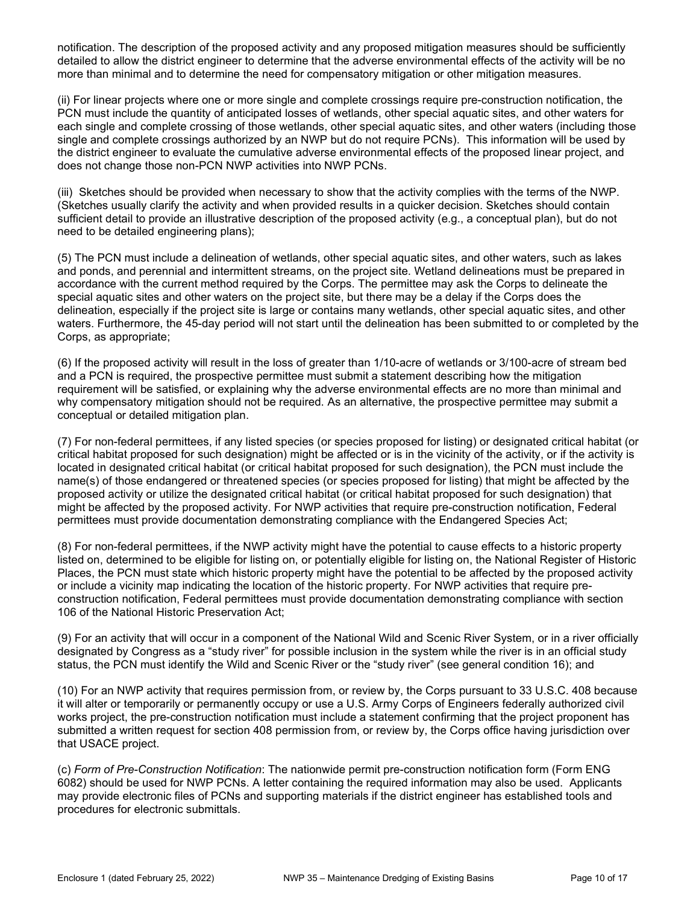notification. The description of the proposed activity and any proposed mitigation measures should be sufficiently detailed to allow the district engineer to determine that the adverse environmental effects of the activity will be no more than minimal and to determine the need for compensatory mitigation or other mitigation measures.

(ii) For linear projects where one or more single and complete crossings require pre-construction notification, the PCN must include the quantity of anticipated losses of wetlands, other special aquatic sites, and other waters for each single and complete crossing of those wetlands, other special aquatic sites, and other waters (including those single and complete crossings authorized by an NWP but do not require PCNs). This information will be used by the district engineer to evaluate the cumulative adverse environmental effects of the proposed linear project, and does not change those non-PCN NWP activities into NWP PCNs.

(iii) Sketches should be provided when necessary to show that the activity complies with the terms of the NWP. (Sketches usually clarify the activity and when provided results in a quicker decision. Sketches should contain sufficient detail to provide an illustrative description of the proposed activity (e.g., a conceptual plan), but do not need to be detailed engineering plans);

(5) The PCN must include a delineation of wetlands, other special aquatic sites, and other waters, such as lakes and ponds, and perennial and intermittent streams, on the project site. Wetland delineations must be prepared in accordance with the current method required by the Corps. The permittee may ask the Corps to delineate the special aquatic sites and other waters on the project site, but there may be a delay if the Corps does the delineation, especially if the project site is large or contains many wetlands, other special aquatic sites, and other waters. Furthermore, the 45-day period will not start until the delineation has been submitted to or completed by the Corps, as appropriate;

(6) If the proposed activity will result in the loss of greater than 1/10-acre of wetlands or 3/100-acre of stream bed and a PCN is required, the prospective permittee must submit a statement describing how the mitigation requirement will be satisfied, or explaining why the adverse environmental effects are no more than minimal and why compensatory mitigation should not be required. As an alternative, the prospective permittee may submit a conceptual or detailed mitigation plan.

(7) For non-federal permittees, if any listed species (or species proposed for listing) or designated critical habitat (or critical habitat proposed for such designation) might be affected or is in the vicinity of the activity, or if the activity is located in designated critical habitat (or critical habitat proposed for such designation), the PCN must include the name(s) of those endangered or threatened species (or species proposed for listing) that might be affected by the proposed activity or utilize the designated critical habitat (or critical habitat proposed for such designation) that might be affected by the proposed activity. For NWP activities that require pre-construction notification, Federal permittees must provide documentation demonstrating compliance with the Endangered Species Act;

(8) For non-federal permittees, if the NWP activity might have the potential to cause effects to a historic property listed on, determined to be eligible for listing on, or potentially eligible for listing on, the National Register of Historic Places, the PCN must state which historic property might have the potential to be affected by the proposed activity or include a vicinity map indicating the location of the historic property. For NWP activities that require pre-construction notification, Federal permittees must provide documentation demonstrating compliance with section 106 of the National Historic Preservation Act;

(9) For an activity that will occur in a component of the National Wild and Scenic River System, or in a river officially designated by Congress as a "study river" for possible inclusion in the system while the river is in an official study status, the PCN must identify the Wild and Scenic River or the "study river" (see general condition 16); and

(10) For an NWP activity that requires permission from, or review by, the Corps pursuant to 33 U.S.C. 408 because it will alter or temporarily or permanently occupy or use a U.S. Army Corps of Engineers federally authorized civil works project, the pre-construction notification must include a statement confirming that the project proponent has submitted a written request for section 408 permission from, or review by, the Corps office having jurisdiction over that USACE project.

(c) *Form of Pre-Construction Notification*: The nationwide permit pre-construction notification form (Form ENG 6082) should be used for NWP PCNs. A letter containing the required information may also be used. Applicants may provide electronic files of PCNs and supporting materials if the district engineer has established tools and procedures for electronic submittals.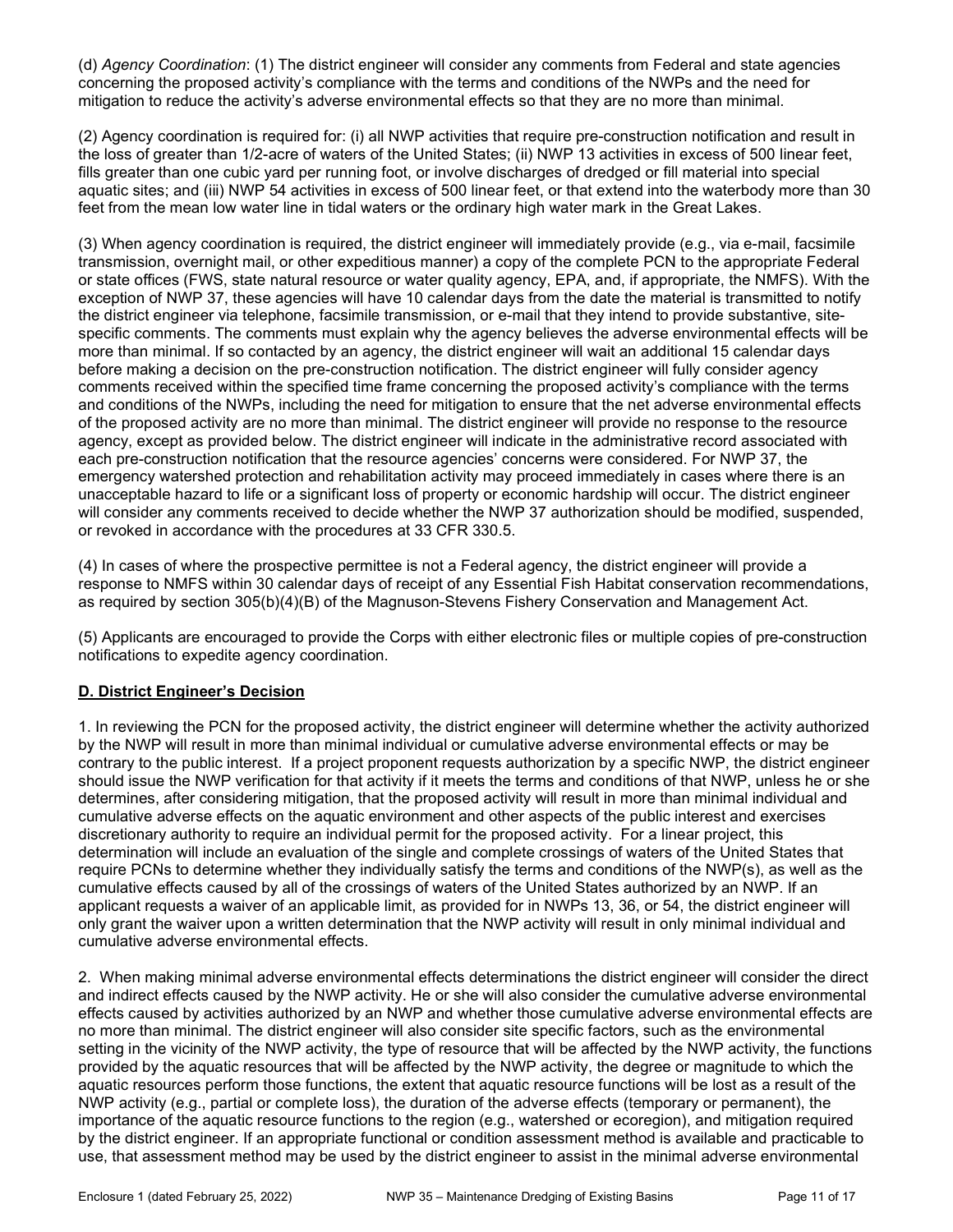(d) *Agency Coordination*: (1) The district engineer will consider any comments from Federal and state agencies concerning the proposed activity's compliance with the terms and conditions of the NWPs and the need for mitigation to reduce the activity's adverse environmental effects so that they are no more than minimal.

(2) Agency coordination is required for: (i) all NWP activities that require pre-construction notification and result in the loss of greater than 1/2-acre of waters of the United States; (ii) NWP 13 activities in excess of 500 linear feet, fills greater than one cubic yard per running foot, or involve discharges of dredged or fill material into special aquatic sites; and (iii) NWP 54 activities in excess of 500 linear feet, or that extend into the waterbody more than 30 feet from the mean low water line in tidal waters or the ordinary high water mark in the Great Lakes.

(3) When agency coordination is required, the district engineer will immediately provide (e.g., via e-mail, facsimile transmission, overnight mail, or other expeditious manner) a copy of the complete PCN to the appropriate Federal or state offices (FWS, state natural resource or water quality agency, EPA, and, if appropriate, the NMFS). With the exception of NWP 37, these agencies will have 10 calendar days from the date the material is transmitted to notify the district engineer via telephone, facsimile transmission, or e-mail that they intend to provide substantive, site-specific comments. The comments must explain why the agency believes the adverse environmental effects will be more than minimal. If so contacted by an agency, the district engineer will wait an additional 15 calendar days before making a decision on the pre-construction notification. The district engineer will fully consider agency comments received within the specified time frame concerning the proposed activity's compliance with the terms and conditions of the NWPs, including the need for mitigation to ensure that the net adverse environmental effects of the proposed activity are no more than minimal. The district engineer will provide no response to the resource agency, except as provided below. The district engineer will indicate in the administrative record associated with each pre-construction notification that the resource agencies' concerns were considered. For NWP 37, the emergency watershed protection and rehabilitation activity may proceed immediately in cases where there is an unacceptable hazard to life or a significant loss of property or economic hardship will occur. The district engineer will consider any comments received to decide whether the NWP 37 authorization should be modified, suspended, or revoked in accordance with the procedures at 33 CFR 330.5.

(4) In cases of where the prospective permittee is not a Federal agency, the district engineer will provide a response to NMFS within 30 calendar days of receipt of any Essential Fish Habitat conservation recommendations, as required by section 305(b)(4)(B) of the Magnuson-Stevens Fishery Conservation and Management Act.

(5) Applicants are encouraged to provide the Corps with either electronic files or multiple copies of pre-construction notifications to expedite agency coordination.

## D. District Engineer's Decision

1. In reviewing the PCN for the proposed activity, the district engineer will determine whether the activity authorized by the NWP will result in more than minimal individual or cumulative adverse environmental effects or may be contrary to the public interest. If a project proponent requests authorization by a specific NWP, the district engineer should issue the NWP verification for that activity if it meets the terms and conditions of that NWP, unless he or she determines, after considering mitigation, that the proposed activity will result in more than minimal individual and cumulative adverse effects on the aquatic environment and other aspects of the public interest and exercises discretionary authority to require an individual permit for the proposed activity. For a linear project, this determination will include an evaluation of the single and complete crossings of waters of the United States that require PCNs to determine whether they individually satisfy the terms and conditions of the NWP(s), as well as the cumulative effects caused by all of the crossings of waters of the United States authorized by an NWP. If an applicant requests a waiver of an applicable limit, as provided for in NWPs 13, 36, or 54, the district engineer will only grant the waiver upon a written determination that the NWP activity will result in only minimal individual and cumulative adverse environmental effects.

2. When making minimal adverse environmental effects determinations the district engineer will consider the direct and indirect effects caused by the NWP activity. He or she will also consider the cumulative adverse environmental effects caused by activities authorized by an NWP and whether those cumulative adverse environmental effects are no more than minimal. The district engineer will also consider site specific factors, such as the environmental setting in the vicinity of the NWP activity, the type of resource that will be affected by the NWP activity, the functions provided by the aquatic resources that will be affected by the NWP activity, the degree or magnitude to which the aquatic resources perform those functions, the extent that aquatic resource functions will be lost as a result of the NWP activity (e.g., partial or complete loss), the duration of the adverse effects (temporary or permanent), the importance of the aquatic resource functions to the region (e.g., watershed or ecoregion), and mitigation required by the district engineer. If an appropriate functional or condition assessment method is available and practicable to use, that assessment method may be used by the district engineer to assist in the minimal adverse environmental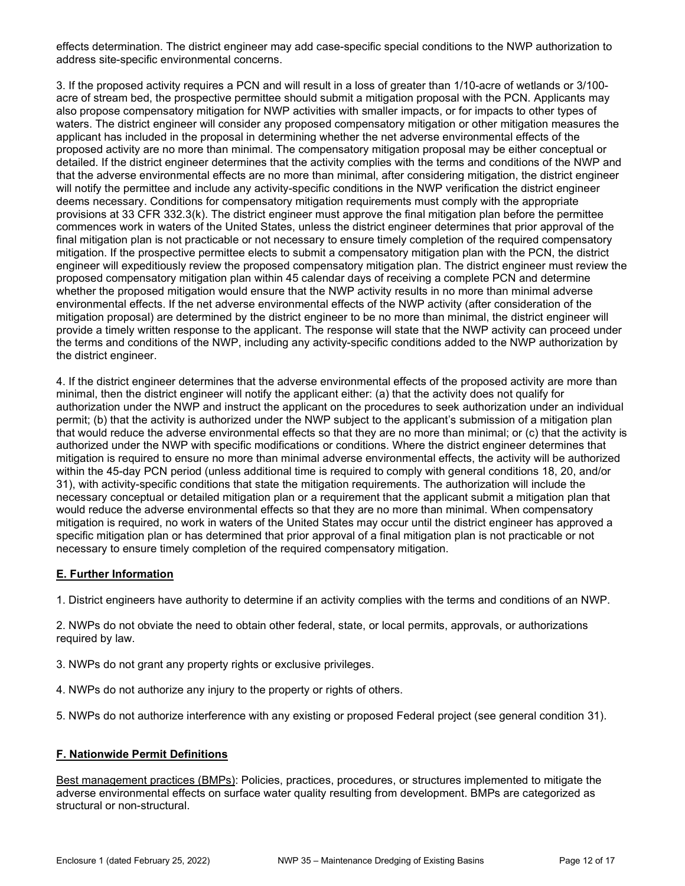effects determination. The district engineer may add case-specific special conditions to the NWP authorization to address site-specific environmental concerns.

3. If the proposed activity requires a PCN and will result in a loss of greater than 1/10-acre of wetlands or 3/100-acre of stream bed, the prospective permittee should submit a mitigation proposal with the PCN. Applicants may also propose compensatory mitigation for NWP activities with smaller impacts, or for impacts to other types of waters. The district engineer will consider any proposed compensatory mitigation or other mitigation measures the applicant has included in the proposal in determining whether the net adverse environmental effects of the proposed activity are no more than minimal. The compensatory mitigation proposal may be either conceptual or detailed. If the district engineer determines that the activity complies with the terms and conditions of the NWP and that the adverse environmental effects are no more than minimal, after considering mitigation, the district engineer will notify the permittee and include any activity-specific conditions in the NWP verification the district engineer deems necessary. Conditions for compensatory mitigation requirements must comply with the appropriate provisions at 33 CFR 332.3(k). The district engineer must approve the final mitigation plan before the permittee commences work in waters of the United States, unless the district engineer determines that prior approval of the final mitigation plan is not practicable or not necessary to ensure timely completion of the required compensatory mitigation. If the prospective permittee elects to submit a compensatory mitigation plan with the PCN, the district engineer will expeditiously review the proposed compensatory mitigation plan. The district engineer must review the proposed compensatory mitigation plan within 45 calendar days of receiving a complete PCN and determine whether the proposed mitigation would ensure that the NWP activity results in no more than minimal adverse environmental effects. If the net adverse environmental effects of the NWP activity (after consideration of the mitigation proposal) are determined by the district engineer to be no more than minimal, the district engineer will provide a timely written response to the applicant. The response will state that the NWP activity can proceed under the terms and conditions of the NWP, including any activity-specific conditions added to the NWP authorization by the district engineer.

4. If the district engineer determines that the adverse environmental effects of the proposed activity are more than minimal, then the district engineer will notify the applicant either: (a) that the activity does not qualify for authorization under the NWP and instruct the applicant on the procedures to seek authorization under an individual permit; (b) that the activity is authorized under the NWP subject to the applicant's submission of a mitigation plan that would reduce the adverse environmental effects so that they are no more than minimal; or (c) that the activity is authorized under the NWP with specific modifications or conditions. Where the district engineer determines that mitigation is required to ensure no more than minimal adverse environmental effects, the activity will be authorized within the 45-day PCN period (unless additional time is required to comply with general conditions 18, 20, and/or 31), with activity-specific conditions that state the mitigation requirements. The authorization will include the necessary conceptual or detailed mitigation plan or a requirement that the applicant submit a mitigation plan that would reduce the adverse environmental effects so that they are no more than minimal. When compensatory mitigation is required, no work in waters of the United States may occur until the district engineer has approved a specific mitigation plan or has determined that prior approval of a final mitigation plan is not practicable or not necessary to ensure timely completion of the required compensatory mitigation.

## E. Further Information

1. District engineers have authority to determine if an activity complies with the terms and conditions of an NWP.

2. NWPs do not obviate the need to obtain other federal, state, or local permits, approvals, or authorizations required by law.

3. NWPs do not grant any property rights or exclusive privileges.

4. NWPs do not authorize any injury to the property or rights of others.

5. NWPs do not authorize interference with any existing or proposed Federal project (see general condition 31).

## F. Nationwide Permit Definitions

Best management practices (BMPs): Policies, practices, procedures, or structures implemented to mitigate the adverse environmental effects on surface water quality resulting from development. BMPs are categorized as structural or non-structural.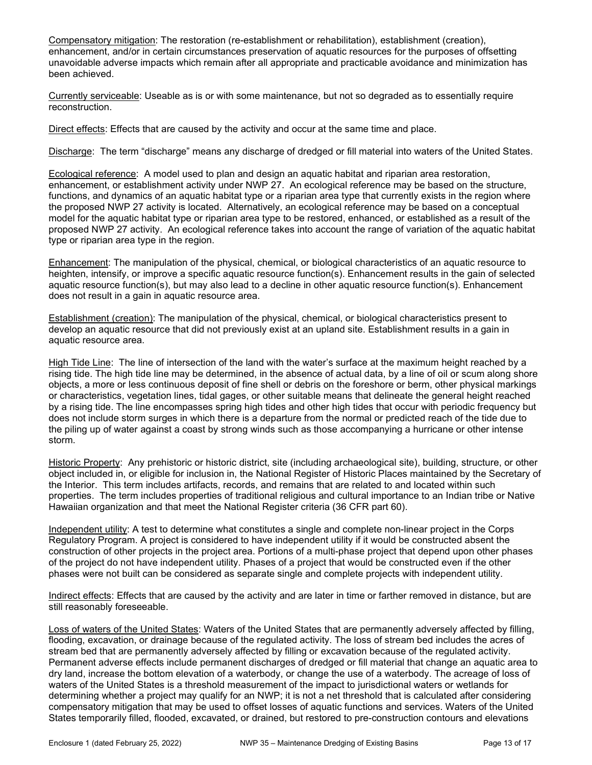Compensatory mitigation: The restoration (re-establishment or rehabilitation), establishment (creation), enhancement, and/or in certain circumstances preservation of aquatic resources for the purposes of offsetting unavoidable adverse impacts which remain after all appropriate and practicable avoidance and minimization has been achieved.

Currently serviceable: Useable as is or with some maintenance, but not so degraded as to essentially require reconstruction.

Direct effects: Effects that are caused by the activity and occur at the same time and place.

Discharge: The term "discharge" means any discharge of dredged or fill material into waters of the United States.

Ecological reference: A model used to plan and design an aquatic habitat and riparian area restoration, enhancement, or establishment activity under NWP 27. An ecological reference may be based on the structure, functions, and dynamics of an aquatic habitat type or a riparian area type that currently exists in the region where the proposed NWP 27 activity is located. Alternatively, an ecological reference may be based on a conceptual model for the aquatic habitat type or riparian area type to be restored, enhanced, or established as a result of the proposed NWP 27 activity. An ecological reference takes into account the range of variation of the aquatic habitat type or riparian area type in the region.

Enhancement: The manipulation of the physical, chemical, or biological characteristics of an aquatic resource to heighten, intensify, or improve a specific aquatic resource function(s). Enhancement results in the gain of selected aquatic resource function(s), but may also lead to a decline in other aquatic resource function(s). Enhancement does not result in a gain in aquatic resource area.

Establishment (creation): The manipulation of the physical, chemical, or biological characteristics present to develop an aquatic resource that did not previously exist at an upland site. Establishment results in a gain in aquatic resource area.

High Tide Line: The line of intersection of the land with the water's surface at the maximum height reached by a rising tide. The high tide line may be determined, in the absence of actual data, by a line of oil or scum along shore objects, a more or less continuous deposit of fine shell or debris on the foreshore or berm, other physical markings or characteristics, vegetation lines, tidal gages, or other suitable means that delineate the general height reached by a rising tide. The line encompasses spring high tides and other high tides that occur with periodic frequency but does not include storm surges in which there is a departure from the normal or predicted reach of the tide due to the piling up of water against a coast by strong winds such as those accompanying a hurricane or other intense storm.

Historic Property: Any prehistoric or historic district, site (including archaeological site), building, structure, or other object included in, or eligible for inclusion in, the National Register of Historic Places maintained by the Secretary of the Interior. This term includes artifacts, records, and remains that are related to and located within such properties. The term includes properties of traditional religious and cultural importance to an Indian tribe or Native Hawaiian organization and that meet the National Register criteria (36 CFR part 60).

Independent utility: A test to determine what constitutes a single and complete non-linear project in the Corps Regulatory Program. A project is considered to have independent utility if it would be constructed absent the construction of other projects in the project area. Portions of a multi-phase project that depend upon other phases of the project do not have independent utility. Phases of a project that would be constructed even if the other phases were not built can be considered as separate single and complete projects with independent utility.

Indirect effects: Effects that are caused by the activity and are later in time or farther removed in distance, but are still reasonably foreseeable.

Loss of waters of the United States: Waters of the United States that are permanently adversely affected by filling, flooding, excavation, or drainage because of the regulated activity. The loss of stream bed includes the acres of stream bed that are permanently adversely affected by filling or excavation because of the regulated activity. Permanent adverse effects include permanent discharges of dredged or fill material that change an aquatic area to dry land, increase the bottom elevation of a waterbody, or change the use of a waterbody. The acreage of loss of waters of the United States is a threshold measurement of the impact to jurisdictional waters or wetlands for determining whether a project may qualify for an NWP; it is not a net threshold that is calculated after considering compensatory mitigation that may be used to offset losses of aquatic functions and services. Waters of the United States temporarily filled, flooded, excavated, or drained, but restored to pre-construction contours and elevations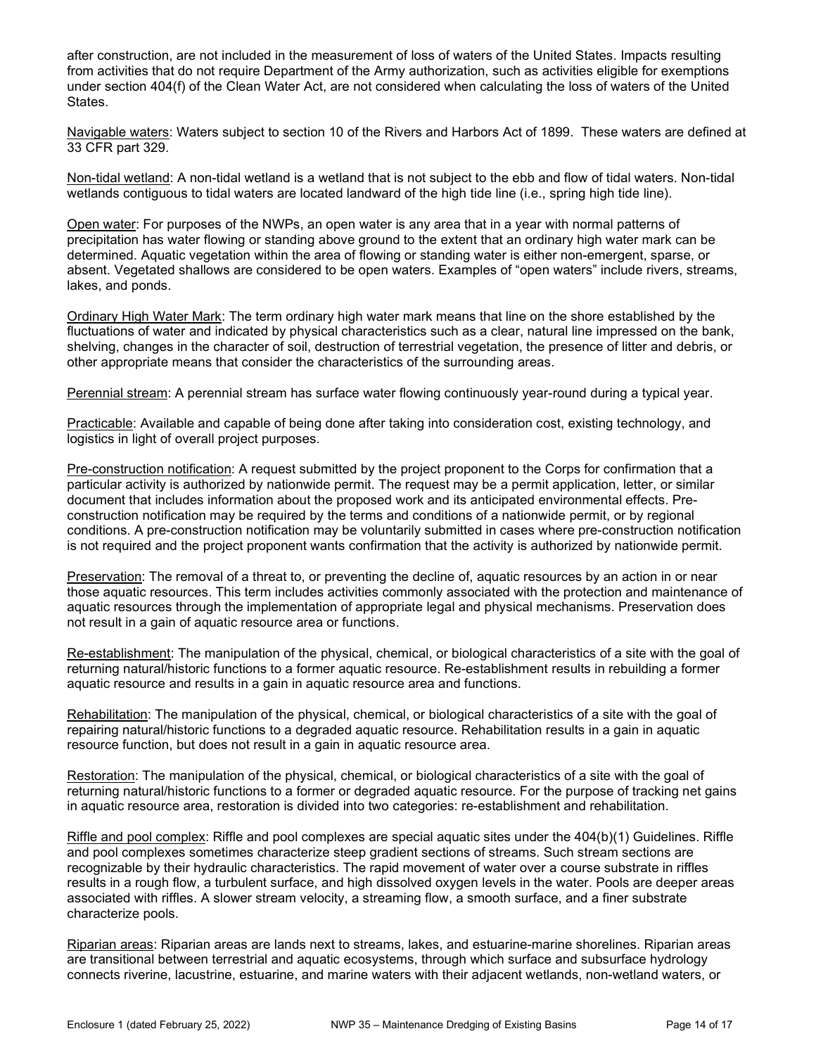after construction, are not included in the measurement of loss of waters of the United States. Impacts resulting from activities that do not require Department of the Army authorization, such as activities eligible for exemptions under section 404(f) of the Clean Water Act, are not considered when calculating the loss of waters of the United States.

Navigable waters: Waters subject to section 10 of the Rivers and Harbors Act of 1899. These waters are defined at 33 CFR part 329.

Non-tidal wetland: A non-tidal wetland is a wetland that is not subject to the ebb and flow of tidal waters. Non-tidal wetlands contiguous to tidal waters are located landward of the high tide line (i.e., spring high tide line).

Open water: For purposes of the NWPs, an open water is any area that in a year with normal patterns of precipitation has water flowing or standing above ground to the extent that an ordinary high water mark can be determined. Aquatic vegetation within the area of flowing or standing water is either non-emergent, sparse, or absent. Vegetated shallows are considered to be open waters. Examples of "open waters" include rivers, streams, lakes, and ponds.

Ordinary High Water Mark: The term ordinary high water mark means that line on the shore established by the fluctuations of water and indicated by physical characteristics such as a clear, natural line impressed on the bank, shelving, changes in the character of soil, destruction of terrestrial vegetation, the presence of litter and debris, or other appropriate means that consider the characteristics of the surrounding areas.

Perennial stream: A perennial stream has surface water flowing continuously year-round during a typical year.

Practicable: Available and capable of being done after taking into consideration cost, existing technology, and logistics in light of overall project purposes.

Pre-construction notification: A request submitted by the project proponent to the Corps for confirmation that a particular activity is authorized by nationwide permit. The request may be a permit application, letter, or similar document that includes information about the proposed work and its anticipated environmental effects. Pre-construction notification may be required by the terms and conditions of a nationwide permit, or by regional conditions. A pre-construction notification may be voluntarily submitted in cases where pre-construction notification is not required and the project proponent wants confirmation that the activity is authorized by nationwide permit.

Preservation: The removal of a threat to, or preventing the decline of, aquatic resources by an action in or near those aquatic resources. This term includes activities commonly associated with the protection and maintenance of aquatic resources through the implementation of appropriate legal and physical mechanisms. Preservation does not result in a gain of aquatic resource area or functions.

Re-establishment: The manipulation of the physical, chemical, or biological characteristics of a site with the goal of returning natural/historic functions to a former aquatic resource. Re-establishment results in rebuilding a former aquatic resource and results in a gain in aquatic resource area and functions.

Rehabilitation: The manipulation of the physical, chemical, or biological characteristics of a site with the goal of repairing natural/historic functions to a degraded aquatic resource. Rehabilitation results in a gain in aquatic resource function, but does not result in a gain in aquatic resource area.

Restoration: The manipulation of the physical, chemical, or biological characteristics of a site with the goal of returning natural/historic functions to a former or degraded aquatic resource. For the purpose of tracking net gains in aquatic resource area, restoration is divided into two categories: re-establishment and rehabilitation.

Riffle and pool complex: Riffle and pool complexes are special aquatic sites under the 404(b)(1) Guidelines. Riffle and pool complexes sometimes characterize steep gradient sections of streams. Such stream sections are recognizable by their hydraulic characteristics. The rapid movement of water over a course substrate in riffles results in a rough flow, a turbulent surface, and high dissolved oxygen levels in the water. Pools are deeper areas associated with riffles. A slower stream velocity, a streaming flow, a smooth surface, and a finer substrate characterize pools.

Riparian areas: Riparian areas are lands next to streams, lakes, and estuarine-marine shorelines. Riparian areas are transitional between terrestrial and aquatic ecosystems, through which surface and subsurface hydrology connects riverine, lacustrine, estuarine, and marine waters with their adjacent wetlands, non-wetland waters, or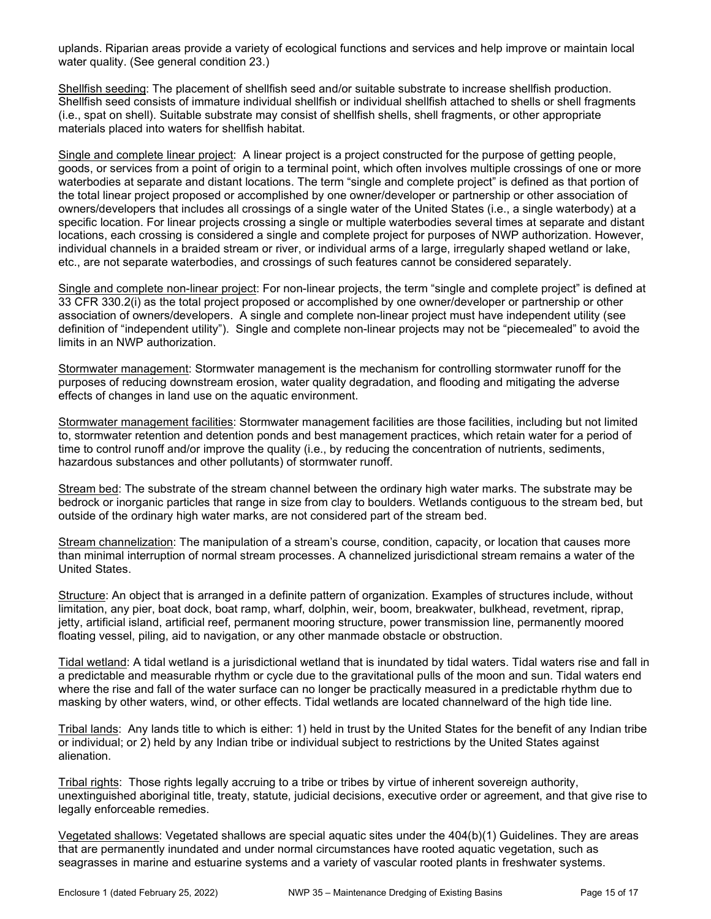uplands. Riparian areas provide a variety of ecological functions and services and help improve or maintain local water quality. (See general condition 23.)

<u>Shellfish seeding</u>: The placement of shellfish seed and/or suitable substrate to increase shellfish production. Shellfish seed consists of immature individual shellfish or individual shellfish attached to shells or shell fragments (i.e., spat on shell). Suitable substrate may consist of shellfish shells, shell fragments, or other appropriate materials placed into waters for shellfish habitat.

<u>Single and complete linear project</u>: A linear project is a project constructed for the purpose of getting people, goods, or services from a point of origin to a terminal point, which often involves multiple crossings of one or more waterbodies at separate and distant locations. The term "single and complete project" is defined as that portion of the total linear project proposed or accomplished by one owner/developer or partnership or other association of owners/developers that includes all crossings of a single water of the United States (i.e., a single waterbody) at a specific location. For linear projects crossing a single or multiple waterbodies several times at separate and distant locations, each crossing is considered a single and complete project for purposes of NWP authorization. However, individual channels in a braided stream or river, or individual arms of a large, irregularly shaped wetland or lake, etc., are not separate waterbodies, and crossings of such features cannot be considered separately.

<u>Single and complete non-linear project</u>: For non-linear projects, the term "single and complete project" is defined at 33 CFR 330.2(i) as the total project proposed or accomplished by one owner/developer or partnership or other association of owners/developers. A single and complete non-linear project must have independent utility (see definition of "independent utility"). Single and complete non-linear projects may not be "piecemealed" to avoid the limits in an NWP authorization.

<u>Stormwater management</u>: Stormwater management is the mechanism for controlling stormwater runoff for the purposes of reducing downstream erosion, water quality degradation, and flooding and mitigating the adverse effects of changes in land use on the aquatic environment.

<u>Stormwater management facilities</u>: Stormwater management facilities are those facilities, including but not limited to, stormwater retention and detention ponds and best management practices, which retain water for a period of time to control runoff and/or improve the quality (i.e., by reducing the concentration of nutrients, sediments, hazardous substances and other pollutants) of stormwater runoff.

<u>Stream bed</u>: The substrate of the stream channel between the ordinary high water marks. The substrate may be bedrock or inorganic particles that range in size from clay to boulders. Wetlands contiguous to the stream bed, but outside of the ordinary high water marks, are not considered part of the stream bed.

<u>Stream channelization</u>: The manipulation of a stream's course, condition, capacity, or location that causes more than minimal interruption of normal stream processes. A channelized jurisdictional stream remains a water of the United States.

<u>Structure</u>: An object that is arranged in a definite pattern of organization. Examples of structures include, without limitation, any pier, boat dock, boat ramp, wharf, dolphin, weir, boom, breakwater, bulkhead, revetment, riprap, jetty, artificial island, artificial reef, permanent mooring structure, power transmission line, permanently moored floating vessel, piling, aid to navigation, or any other manmade obstacle or obstruction.

<u>Tidal wetland</u>: A tidal wetland is a jurisdictional wetland that is inundated by tidal waters. Tidal waters rise and fall in a predictable and measurable rhythm or cycle due to the gravitational pulls of the moon and sun. Tidal waters end where the rise and fall of the water surface can no longer be practically measured in a predictable rhythm due to masking by other waters, wind, or other effects. Tidal wetlands are located channelward of the high tide line.

<u>Tribal lands</u>: Any lands title to which is either: 1) held in trust by the United States for the benefit of any Indian tribe or individual; or 2) held by any Indian tribe or individual subject to restrictions by the United States against alienation.

<u>Tribal rights</u>: Those rights legally accruing to a tribe or tribes by virtue of inherent sovereign authority, unextinguished aboriginal title, treaty, statute, judicial decisions, executive order or agreement, and that give rise to legally enforceable remedies.

<u>Vegetated shallows</u>: Vegetated shallows are special aquatic sites under the 404(b)(1) Guidelines. They are areas that are permanently inundated and under normal circumstances have rooted aquatic vegetation, such as seagrasses in marine and estuarine systems and a variety of vascular rooted plants in freshwater systems.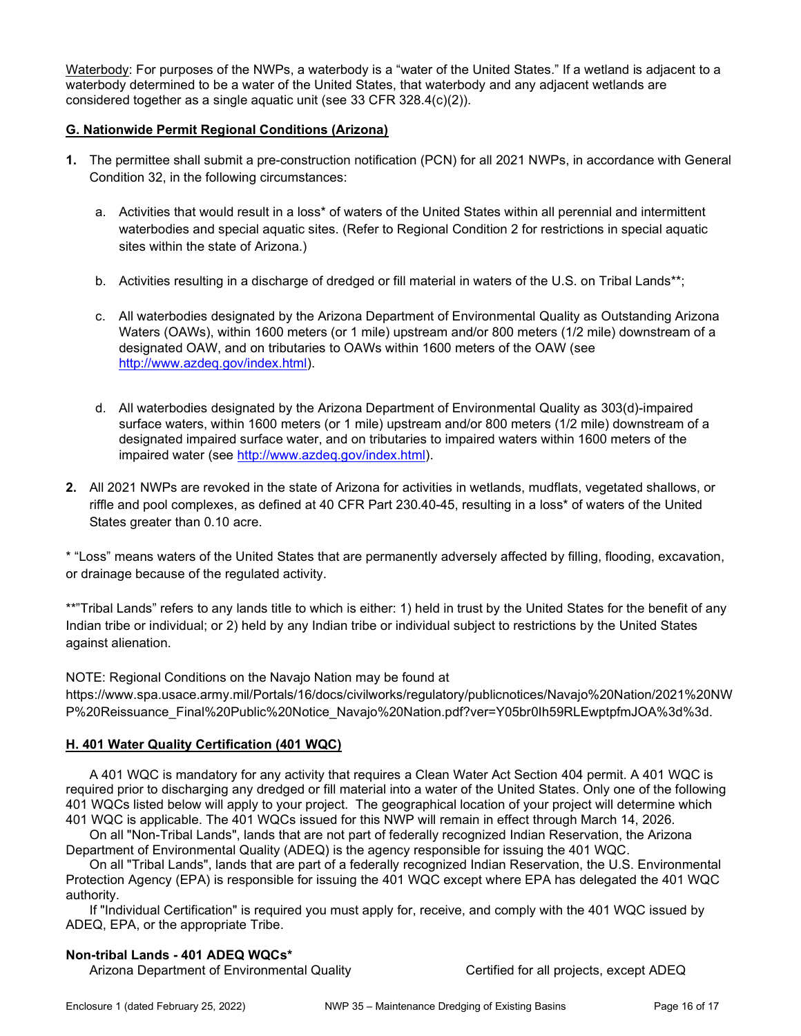Waterbody: For purposes of the NWPs, a waterbody is a "water of the United States." If a wetland is adjacent to a waterbody determined to be a water of the United States, that waterbody and any adjacent wetlands are considered together as a single aquatic unit (see 33 CFR 328.4(c)(2)).

## G. Nationwide Permit Regional Conditions (Arizona)

**1.** The permittee shall submit a pre-construction notification (PCN) for all 2021 NWPs, in accordance with General Condition 32, in the following circumstances:

   a. Activities that would result in a loss* of waters of the United States within all perennial and intermittent waterbodies and special aquatic sites. (Refer to Regional Condition 2 for restrictions in special aquatic sites within the state of Arizona.)

   b. Activities resulting in a discharge of dredged or fill material in waters of the U.S. on Tribal Lands**;

   c. All waterbodies designated by the Arizona Department of Environmental Quality as Outstanding Arizona Waters (OAWs), within 1600 meters (or 1 mile) upstream and/or 800 meters (1/2 mile) downstream of a designated OAW, and on tributaries to OAWs within 1600 meters of the OAW (see http://www.azdeq.gov/index.html).

   d. All waterbodies designated by the Arizona Department of Environmental Quality as 303(d)-impaired surface waters, within 1600 meters (or 1 mile) upstream and/or 800 meters (1/2 mile) downstream of a designated impaired surface water, and on tributaries to impaired waters within 1600 meters of the impaired water (see http://www.azdeq.gov/index.html).

**2.** All 2021 NWPs are revoked in the state of Arizona for activities in wetlands, mudflats, vegetated shallows, or riffle and pool complexes, as defined at 40 CFR Part 230.40-45, resulting in a loss* of waters of the United States greater than 0.10 acre.

* "Loss" means waters of the United States that are permanently adversely affected by filling, flooding, excavation, or drainage because of the regulated activity.

**"Tribal Lands" refers to any lands title to which is either: 1) held in trust by the United States for the benefit of any Indian tribe or individual; or 2) held by any Indian tribe or individual subject to restrictions by the United States against alienation.

NOTE: Regional Conditions on the Navajo Nation may be found at https://www.spa.usace.army.mil/Portals/16/docs/civilworks/regulatory/publicnotices/Navajo%20Nation/2021%20NWP%20Reissuance_Final%20Public%20Notice_Navajo%20Nation.pdf?ver=Y05br0Ih59RLEwptpfmJOA%3d%3d.

## H. 401 Water Quality Certification (401 WQC)

A 401 WQC is mandatory for any activity that requires a Clean Water Act Section 404 permit. A 401 WQC is required prior to discharging any dredged or fill material into a water of the United States. Only one of the following 401 WQCs listed below will apply to your project. The geographical location of your project will determine which 401 WQC is applicable. The 401 WQCs issued for this NWP will remain in effect through March 14, 2026.

On all "Non-Tribal Lands", lands that are not part of federally recognized Indian Reservation, the Arizona Department of Environmental Quality (ADEQ) is the agency responsible for issuing the 401 WQC.

On all "Tribal Lands", lands that are part of a federally recognized Indian Reservation, the U.S. Environmental Protection Agency (EPA) is responsible for issuing the 401 WQC except where EPA has delegated the 401 WQC authority.

If "Individual Certification" is required you must apply for, receive, and comply with the 401 WQC issued by ADEQ, EPA, or the appropriate Tribe.

**Non-tribal Lands - 401 ADEQ WQCs***

| Arizona Department of Environmental Quality | Certified for all projects, except ADEQ |
|---|---|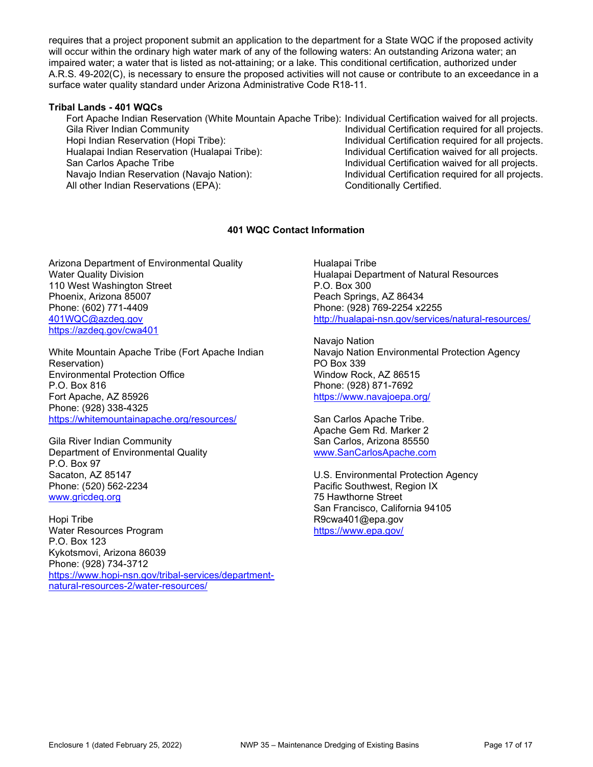requires that a project proponent submit an application to the department for a State WQC if the proposed activity will occur within the ordinary high water mark of any of the following waters: An outstanding Arizona water; an impaired water; a water that is listed as not-attaining; or a lake. This conditional certification, authorized under A.R.S. 49-202(C), is necessary to ensure the proposed activities will not cause or contribute to an exceedance in a surface water quality standard under Arizona Administrative Code R18-11.

**Tribal Lands - 401 WQCs**

| | |
|---|---|
| Fort Apache Indian Reservation (White Mountain Apache Tribe): | Individual Certification waived for all projects. |
| Gila River Indian Community | Individual Certification required for all projects. |
| Hopi Indian Reservation (Hopi Tribe): | Individual Certification required for all projects. |
| Hualapai Indian Reservation (Hualapai Tribe): | Individual Certification waived for all projects. |
| San Carlos Apache Tribe | Individual Certification waived for all projects. |
| Navajo Indian Reservation (Navajo Nation): | Individual Certification required for all projects. |
| All other Indian Reservations (EPA): | Conditionally Certified. |

**401 WQC Contact Information**

Arizona Department of Environmental Quality
Water Quality Division
110 West Washington Street
Phoenix, Arizona 85007
Phone: (602) 771-4409
401WQC@azdeq.gov
https://azdeq.gov/cwa401

White Mountain Apache Tribe (Fort Apache Indian Reservation)
Environmental Protection Office
P.O. Box 816
Fort Apache, AZ 85926
Phone: (928) 338-4325
https://whitemountainapache.org/resources/

Gila River Indian Community
Department of Environmental Quality
P.O. Box 97
Sacaton, AZ 85147
Phone: (520) 562-2234
www.gricdeq.org

Hopi Tribe
Water Resources Program
P.O. Box 123
Kykotsmovi, Arizona 86039
Phone: (928) 734-3712
https://www.hopi-nsn.gov/tribal-services/department-natural-resources-2/water-resources/

Hualapai Tribe
Hualapai Department of Natural Resources
P.O. Box 300
Peach Springs, AZ 86434
Phone: (928) 769-2254 x2255
http://hualapai-nsn.gov/services/natural-resources/

Navajo Nation
Navajo Nation Environmental Protection Agency
PO Box 339
Window Rock, AZ 86515
Phone: (928) 871-7692
https://www.navajoepa.org/

San Carlos Apache Tribe.
Apache Gem Rd. Marker 2
San Carlos, Arizona 85550
www.SanCarlosApache.com

U.S. Environmental Protection Agency
Pacific Southwest, Region IX
75 Hawthorne Street
San Francisco, California 94105
R9cwa401@epa.gov
https://www.epa.gov/